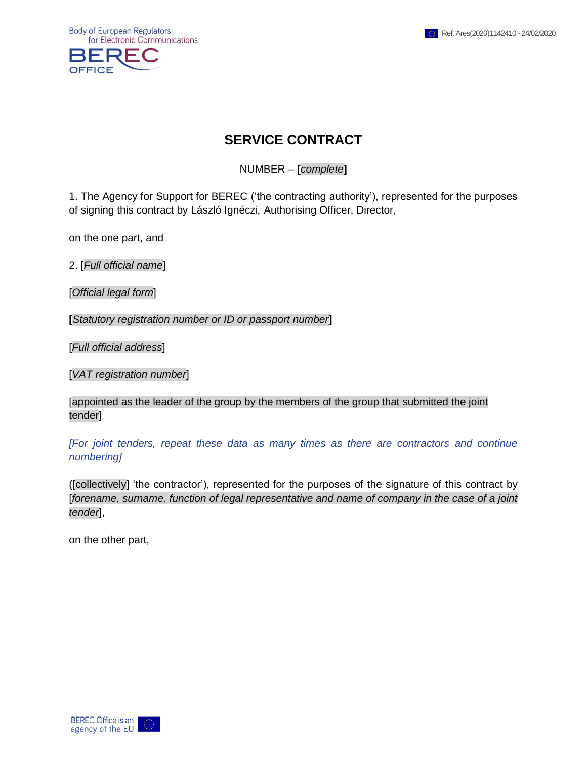# SERVICE CONTRACT

NUMBER – **[***complete***]**

1. The Agency for Support for BEREC ('the contracting authority'), represented for the purposes of signing this contract by László Ignéczi*,* Authorising Officer, Director,

on the one part, and

2. [*Full official name*]

[*Official legal form*]

**[***Statutory registration number or ID or passport number***]**

[*Full official address*]

[*VAT registration number*]

[appointed as the leader of the group by the members of the group that submitted the joint tender]

*[For joint tenders, repeat these data as many times as there are contractors and continue numbering]*

([collectively] 'the contractor'), represented for the purposes of the signature of this contract by [*forename, surname, function of legal representative and name of company in the case of a joint tender*],

on the other part,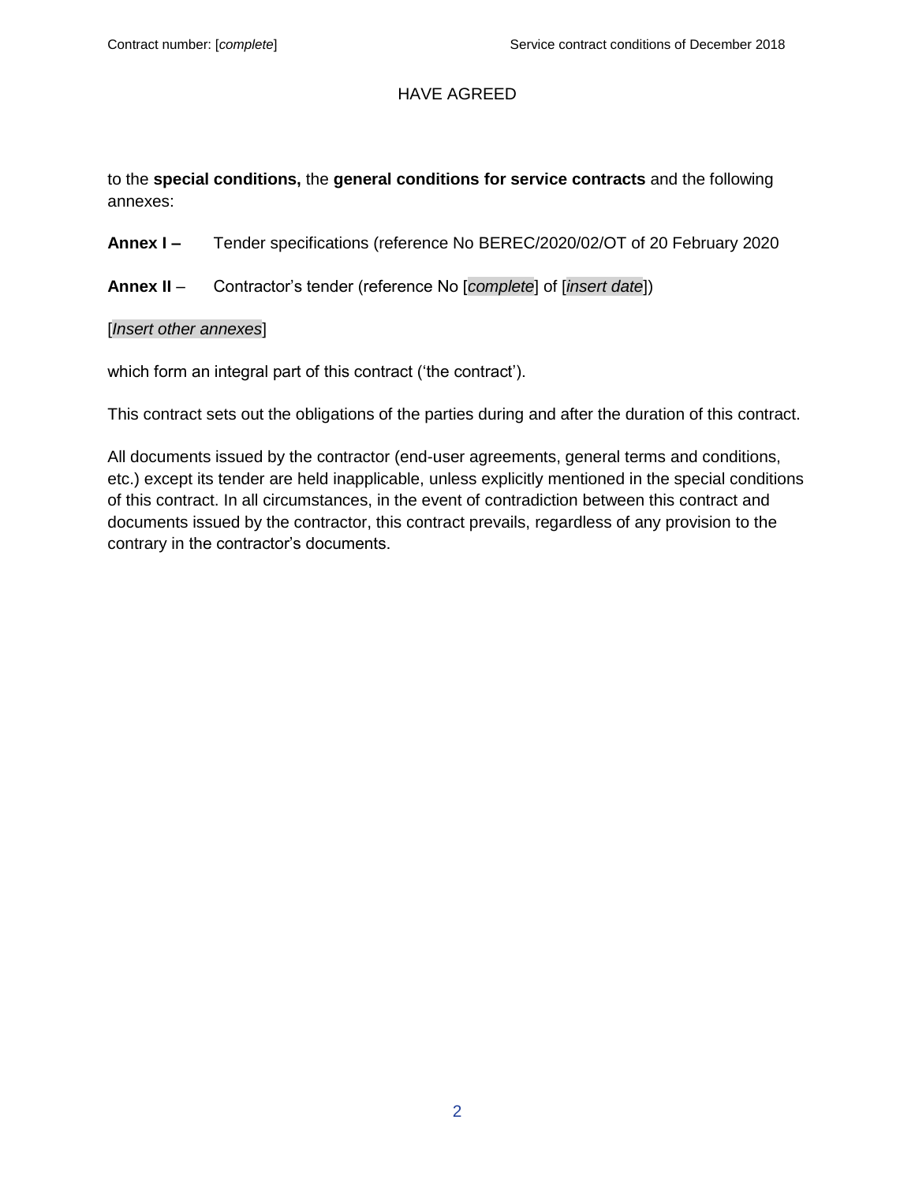HAVE AGREED

to the **special conditions,** the **general conditions for service contracts** and the following annexes:

**Annex I –** Tender specifications (reference No BEREC/2020/02/OT of 20 February 2020

**Annex II** – Contractor's tender (reference No [*complete*] of [*insert date*])

[*Insert other annexes*]

which form an integral part of this contract ('the contract').

This contract sets out the obligations of the parties during and after the duration of this contract.

All documents issued by the contractor (end-user agreements, general terms and conditions, etc.) except its tender are held inapplicable, unless explicitly mentioned in the special conditions of this contract. In all circumstances, in the event of contradiction between this contract and documents issued by the contractor, this contract prevails, regardless of any provision to the contrary in the contractor's documents.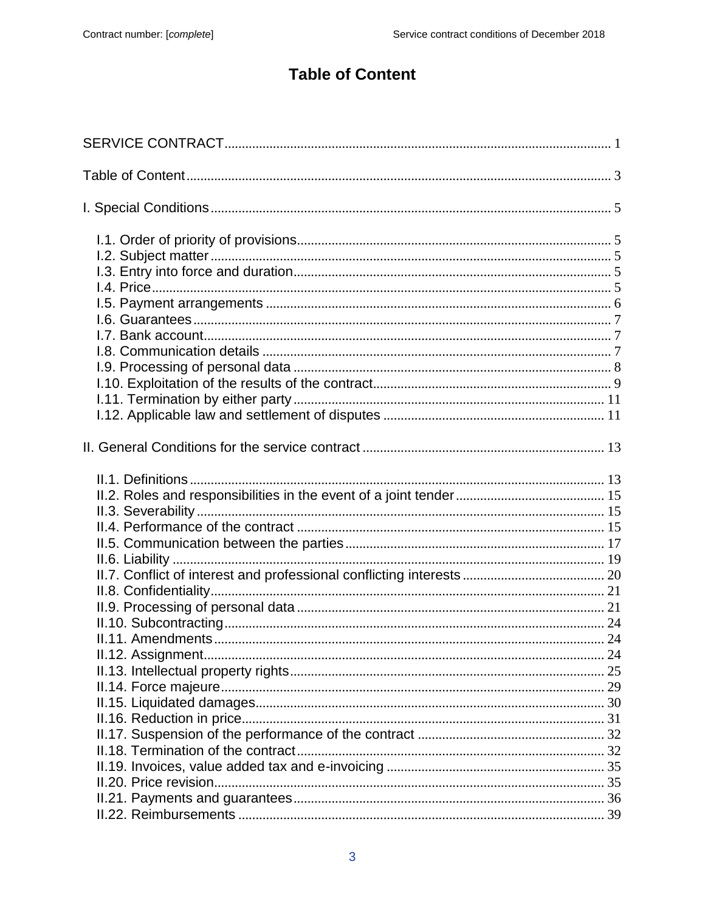# Table of Content

SERVICE CONTRACT ........ 1

Table of Content ........ 3

I. Special Conditions ........ 5

- I.1. Order of priority of provisions ........ 5
- I.2. Subject matter ........ 5
- I.3. Entry into force and duration ........ 5
- I.4. Price ........ 5
- I.5. Payment arrangements ........ 6
- I.6. Guarantees ........ 7
- I.7. Bank account ........ 7
- I.8. Communication details ........ 7
- I.9. Processing of personal data ........ 8
- I.10. Exploitation of the results of the contract ........ 9
- I.11. Termination by either party ........ 11
- I.12. Applicable law and settlement of disputes ........ 11

II. General Conditions for the service contract ........ 13

- II.1. Definitions ........ 13
- II.2. Roles and responsibilities in the event of a joint tender ........ 15
- II.3. Severability ........ 15
- II.4. Performance of the contract ........ 15
- II.5. Communication between the parties ........ 17
- II.6. Liability ........ 19
- II.7. Conflict of interest and professional conflicting interests ........ 20
- II.8. Confidentiality ........ 21
- II.9. Processing of personal data ........ 21
- II.10. Subcontracting ........ 24
- II.11. Amendments ........ 24
- II.12. Assignment ........ 24
- II.13. Intellectual property rights ........ 25
- II.14. Force majeure ........ 29
- II.15. Liquidated damages ........ 30
- II.16. Reduction in price ........ 31
- II.17. Suspension of the performance of the contract ........ 32
- II.18. Termination of the contract ........ 32
- II.19. Invoices, value added tax and e-invoicing ........ 35
- II.20. Price revision ........ 35
- II.21. Payments and guarantees ........ 36
- II.22. Reimbursements ........ 39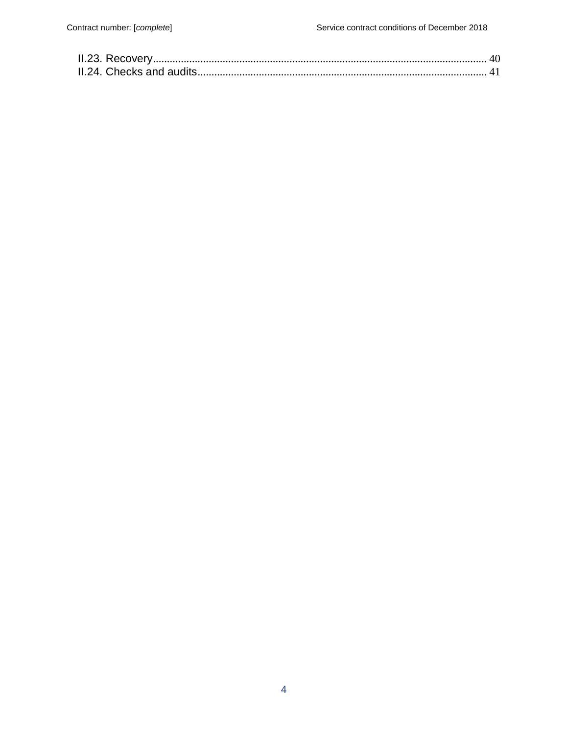II.23. Recovery ........................................................................................................................ 40
II.24. Checks and audits ........................................................................................................ 41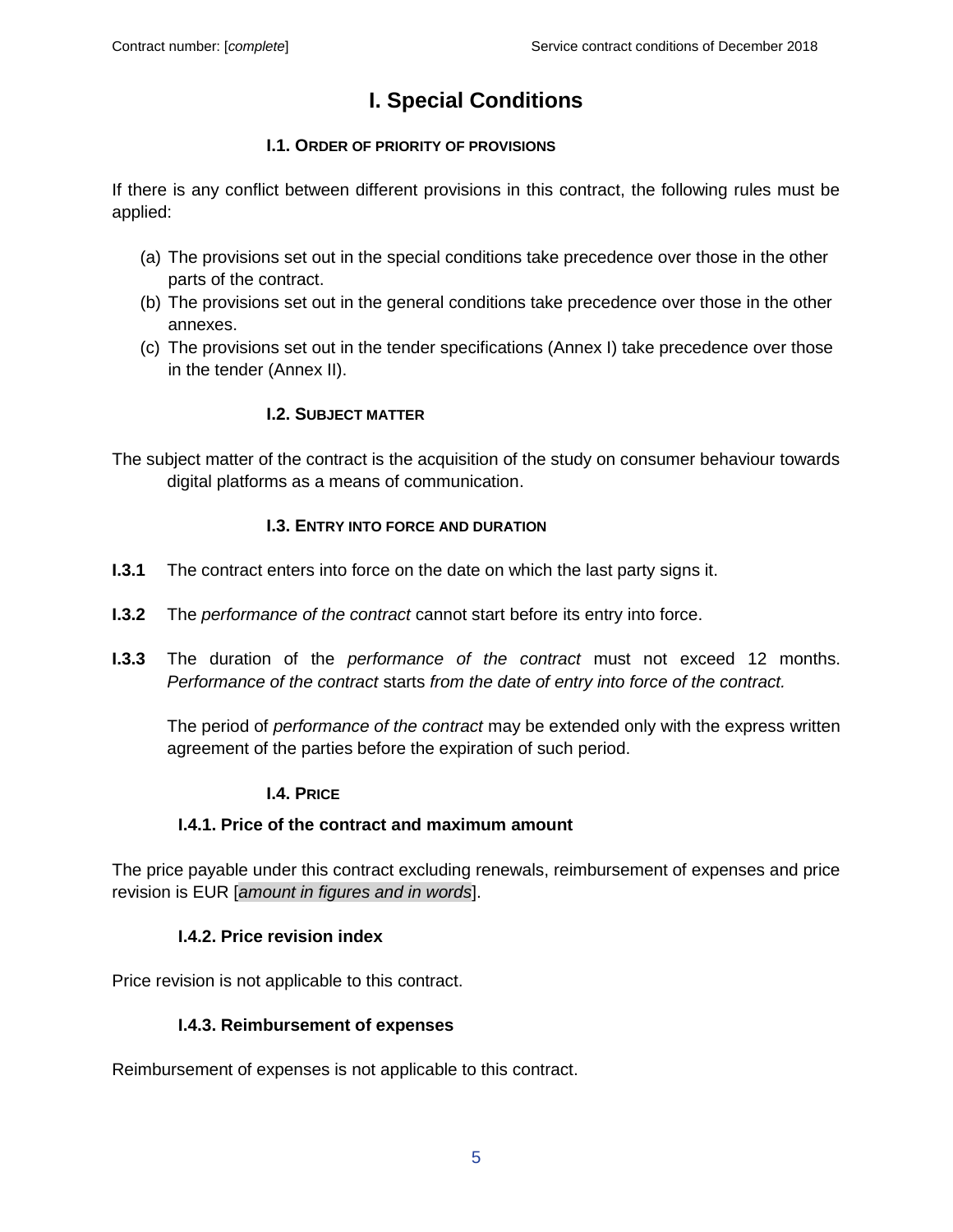# I. Special Conditions

## I.1. Order of priority of provisions

If there is any conflict between different provisions in this contract, the following rules must be applied:

(a) The provisions set out in the special conditions take precedence over those in the other parts of the contract.
(b) The provisions set out in the general conditions take precedence over those in the other annexes.
(c) The provisions set out in the tender specifications (Annex I) take precedence over those in the tender (Annex II).

## I.2. Subject matter

The subject matter of the contract is the acquisition of the study on consumer behaviour towards digital platforms as a means of communication.

## I.3. Entry into force and duration

**I.3.1** The contract enters into force on the date on which the last party signs it.

**I.3.2** The *performance of the contract* cannot start before its entry into force.

**I.3.3** The duration of the *performance of the contract* must not exceed 12 months. *Performance of the contract* starts *from the date of entry into force of the contract.*

The period of *performance of the contract* may be extended only with the express written agreement of the parties before the expiration of such period.

## I.4. Price

### I.4.1. Price of the contract and maximum amount

The price payable under this contract excluding renewals, reimbursement of expenses and price revision is EUR [*amount in figures and in words*].

### I.4.2. Price revision index

Price revision is not applicable to this contract.

### I.4.3. Reimbursement of expenses

Reimbursement of expenses is not applicable to this contract.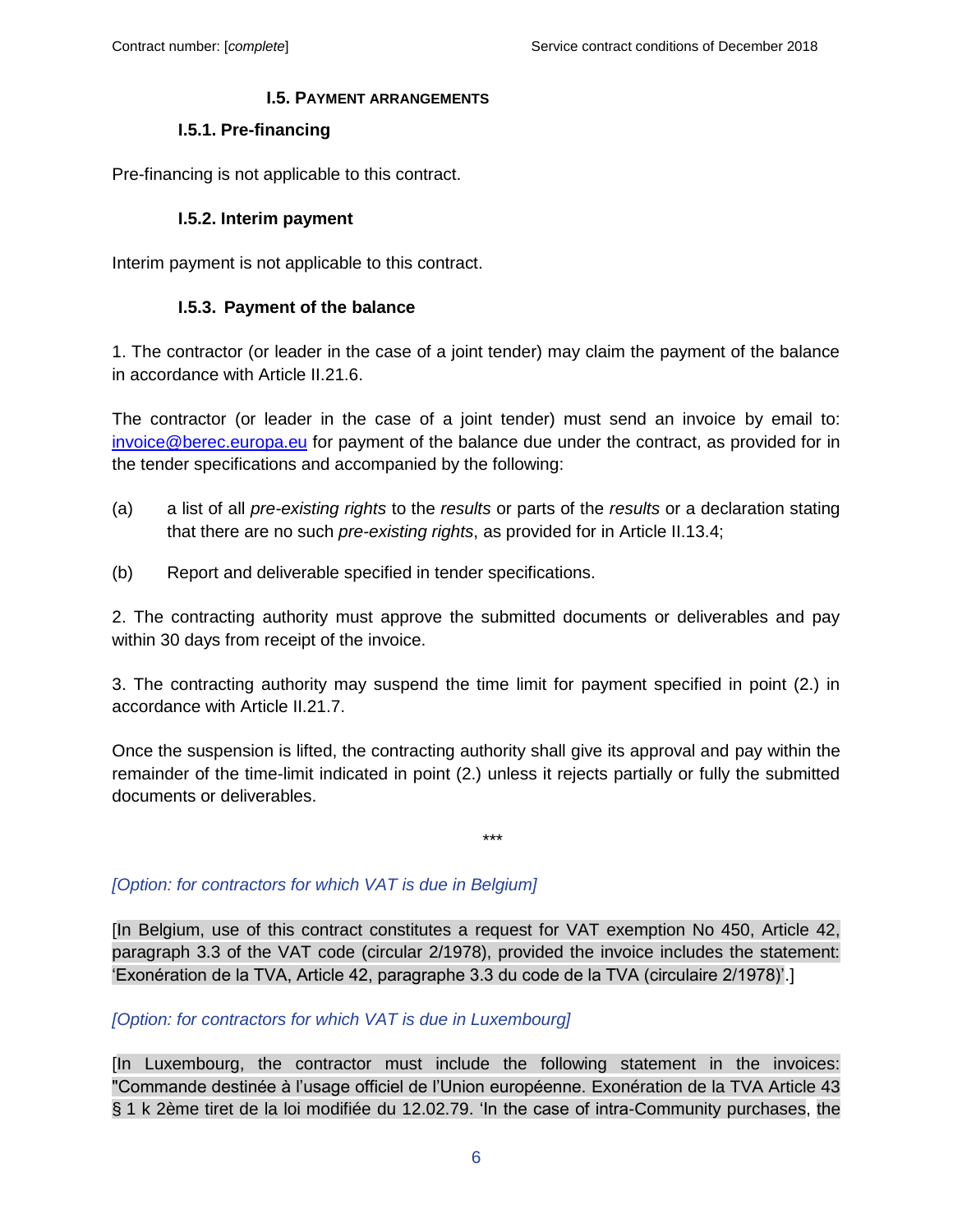### I.5. PAYMENT ARRANGEMENTS

#### I.5.1. Pre-financing

Pre-financing is not applicable to this contract.

#### I.5.2. Interim payment

Interim payment is not applicable to this contract.

#### I.5.3. Payment of the balance

1. The contractor (or leader in the case of a joint tender) may claim the payment of the balance in accordance with Article II.21.6.

The contractor (or leader in the case of a joint tender) must send an invoice by email to: invoice@berec.europa.eu for payment of the balance due under the contract, as provided for in the tender specifications and accompanied by the following:

(a) a list of all *pre-existing rights* to the *results* or parts of the *results* or a declaration stating that there are no such *pre-existing rights*, as provided for in Article II.13.4;

(b) Report and deliverable specified in tender specifications.

2. The contracting authority must approve the submitted documents or deliverables and pay within 30 days from receipt of the invoice.

3. The contracting authority may suspend the time limit for payment specified in point (2.) in accordance with Article II.21.7.

Once the suspension is lifted, the contracting authority shall give its approval and pay within the remainder of the time-limit indicated in point (2.) unless it rejects partially or fully the submitted documents or deliverables.

***

*[Option: for contractors for which VAT is due in Belgium]*

[In Belgium, use of this contract constitutes a request for VAT exemption No 450, Article 42, paragraph 3.3 of the VAT code (circular 2/1978), provided the invoice includes the statement: 'Exonération de la TVA, Article 42, paragraphe 3.3 du code de la TVA (circulaire 2/1978)'.]

*[Option: for contractors for which VAT is due in Luxembourg]*

[In Luxembourg, the contractor must include the following statement in the invoices: "Commande destinée à l'usage officiel de l'Union européenne. Exonération de la TVA Article 43 § 1 k 2ème tiret de la loi modifiée du 12.02.79. 'In the case of intra-Community purchases, the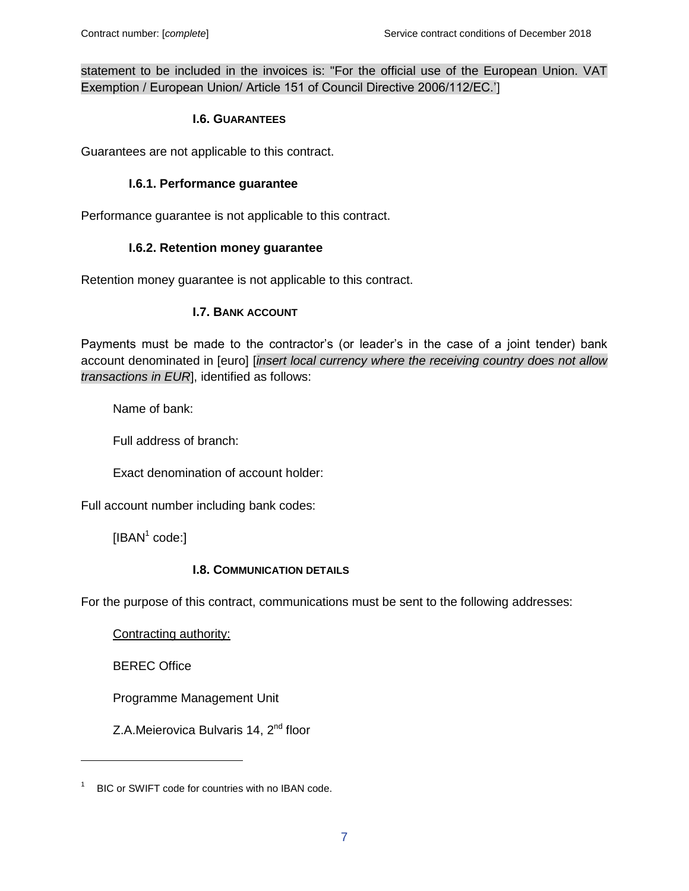statement to be included in the invoices is: "For the official use of the European Union. VAT Exemption / European Union/ Article 151 of Council Directive 2006/112/EC.']

### I.6. GUARANTEES

Guarantees are not applicable to this contract.

#### I.6.1. Performance guarantee

Performance guarantee is not applicable to this contract.

#### I.6.2. Retention money guarantee

Retention money guarantee is not applicable to this contract.

### I.7. BANK ACCOUNT

Payments must be made to the contractor's (or leader's in the case of a joint tender) bank account denominated in [euro] [*insert local currency where the receiving country does not allow transactions in EUR*], identified as follows:

Name of bank:

Full address of branch:

Exact denomination of account holder:

Full account number including bank codes:

[IBAN[1] code:]

### I.8. COMMUNICATION DETAILS

For the purpose of this contract, communications must be sent to the following addresses:

Contracting authority:

BEREC Office

Programme Management Unit

Z.A.Meierovica Bulvaris 14, 2nd floor

---

[1] BIC or SWIFT code for countries with no IBAN code.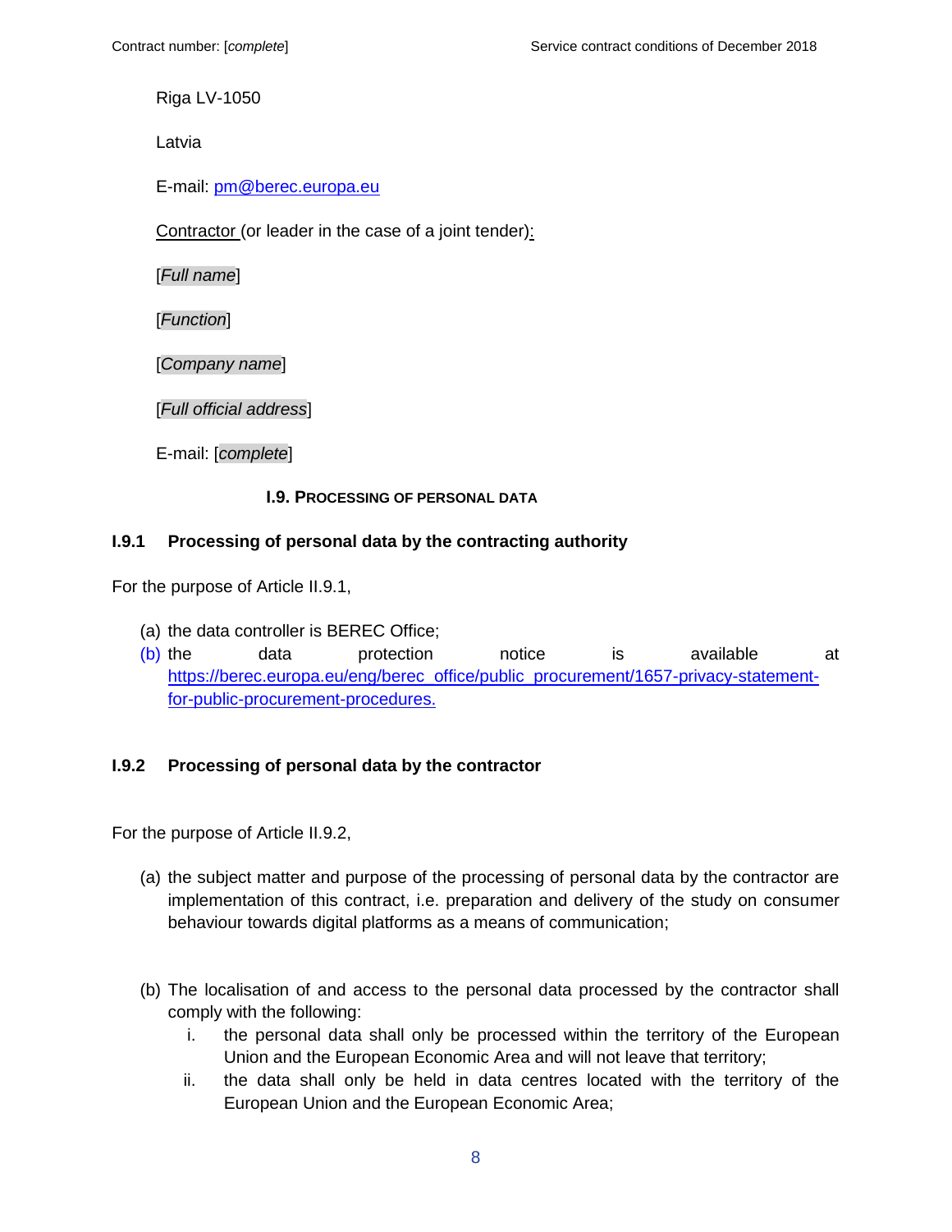Riga LV-1050

Latvia

E-mail: pm@berec.europa.eu

Contractor (or leader in the case of a joint tender):

[*Full name*]

[*Function*]

[*Company name*]

[*Full official address*]

E-mail: [*complete*]

### I.9. PROCESSING OF PERSONAL DATA

#### I.9.1 Processing of personal data by the contracting authority

For the purpose of Article II.9.1,

(a) the data controller is BEREC Office;
(b) the data protection notice is available at https://berec.europa.eu/eng/berec_office/public_procurement/1657-privacy-statement-for-public-procurement-procedures.

#### I.9.2 Processing of personal data by the contractor

For the purpose of Article II.9.2,

(a) the subject matter and purpose of the processing of personal data by the contractor are implementation of this contract, i.e. preparation and delivery of the study on consumer behaviour towards digital platforms as a means of communication;

(b) The localisation of and access to the personal data processed by the contractor shall comply with the following:
   i. the personal data shall only be processed within the territory of the European Union and the European Economic Area and will not leave that territory;
   ii. the data shall only be held in data centres located with the territory of the European Union and the European Economic Area;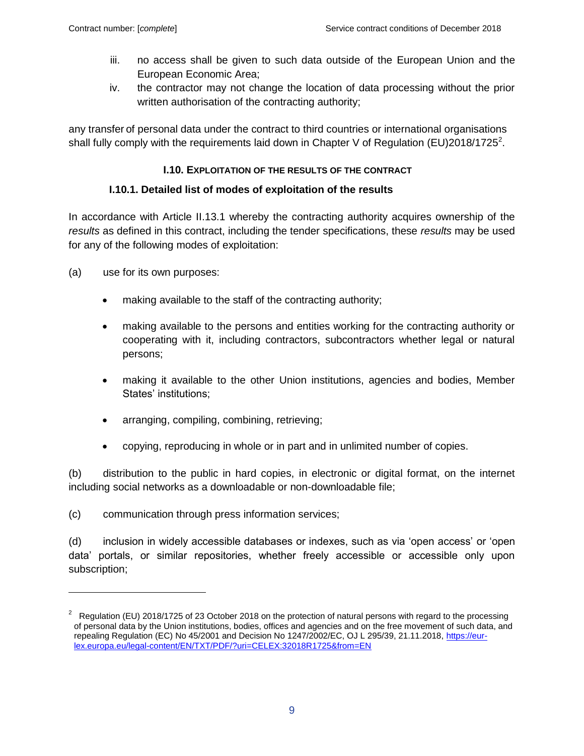iii. no access shall be given to such data outside of the European Union and the European Economic Area;

iv. the contractor may not change the location of data processing without the prior written authorisation of the contracting authority;

any transfer of personal data under the contract to third countries or international organisations shall fully comply with the requirements laid down in Chapter V of Regulation (EU)2018/1725[2].

### I.10. EXPLOITATION OF THE RESULTS OF THE CONTRACT

#### I.10.1. Detailed list of modes of exploitation of the results

In accordance with Article II.13.1 whereby the contracting authority acquires ownership of the *results* as defined in this contract, including the tender specifications, these *results* may be used for any of the following modes of exploitation:

(a) use for its own purposes:

- making available to the staff of the contracting authority;
- making available to the persons and entities working for the contracting authority or cooperating with it, including contractors, subcontractors whether legal or natural persons;
- making it available to the other Union institutions, agencies and bodies, Member States' institutions;
- arranging, compiling, combining, retrieving;
- copying, reproducing in whole or in part and in unlimited number of copies.

(b) distribution to the public in hard copies, in electronic or digital format, on the internet including social networks as a downloadable or non-downloadable file;

(c) communication through press information services;

(d) inclusion in widely accessible databases or indexes, such as via 'open access' or 'open data' portals, or similar repositories, whether freely accessible or accessible only upon subscription;

[2] Regulation (EU) 2018/1725 of 23 October 2018 on the protection of natural persons with regard to the processing of personal data by the Union institutions, bodies, offices and agencies and on the free movement of such data, and repealing Regulation (EC) No 45/2001 and Decision No 1247/2002/EC, OJ L 295/39, 21.11.2018, https://eur-lex.europa.eu/legal-content/EN/TXT/PDF/?uri=CELEX:32018R1725&from=EN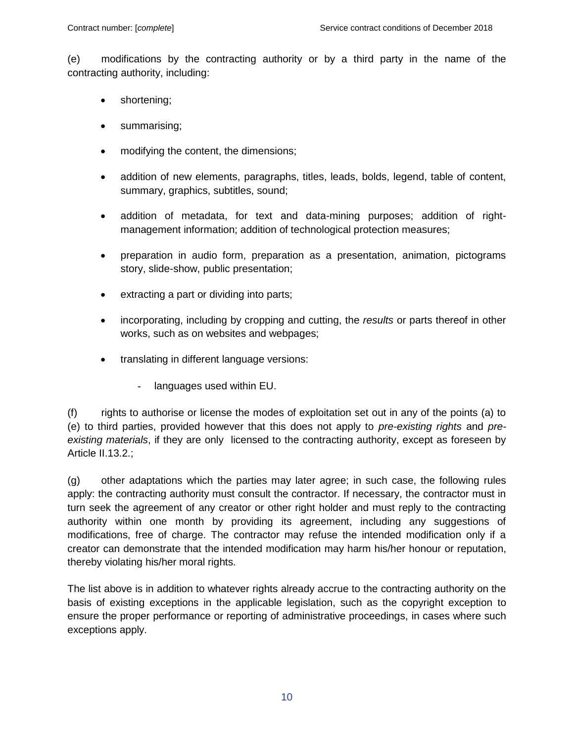(e) modifications by the contracting authority or by a third party in the name of the contracting authority, including:

- shortening;
- summarising;
- modifying the content, the dimensions;
- addition of new elements, paragraphs, titles, leads, bolds, legend, table of content, summary, graphics, subtitles, sound;
- addition of metadata, for text and data-mining purposes; addition of right-management information; addition of technological protection measures;
- preparation in audio form, preparation as a presentation, animation, pictograms story, slide-show, public presentation;
- extracting a part or dividing into parts;
- incorporating, including by cropping and cutting, the *results* or parts thereof in other works, such as on websites and webpages;
- translating in different language versions:
  - languages used within EU.

(f) rights to authorise or license the modes of exploitation set out in any of the points (a) to (e) to third parties, provided however that this does not apply to *pre-existing rights* and *pre-existing materials*, if they are only licensed to the contracting authority, except as foreseen by Article II.13.2.;

(g) other adaptations which the parties may later agree; in such case, the following rules apply: the contracting authority must consult the contractor. If necessary, the contractor must in turn seek the agreement of any creator or other right holder and must reply to the contracting authority within one month by providing its agreement, including any suggestions of modifications, free of charge. The contractor may refuse the intended modification only if a creator can demonstrate that the intended modification may harm his/her honour or reputation, thereby violating his/her moral rights.

The list above is in addition to whatever rights already accrue to the contracting authority on the basis of existing exceptions in the applicable legislation, such as the copyright exception to ensure the proper performance or reporting of administrative proceedings, in cases where such exceptions apply.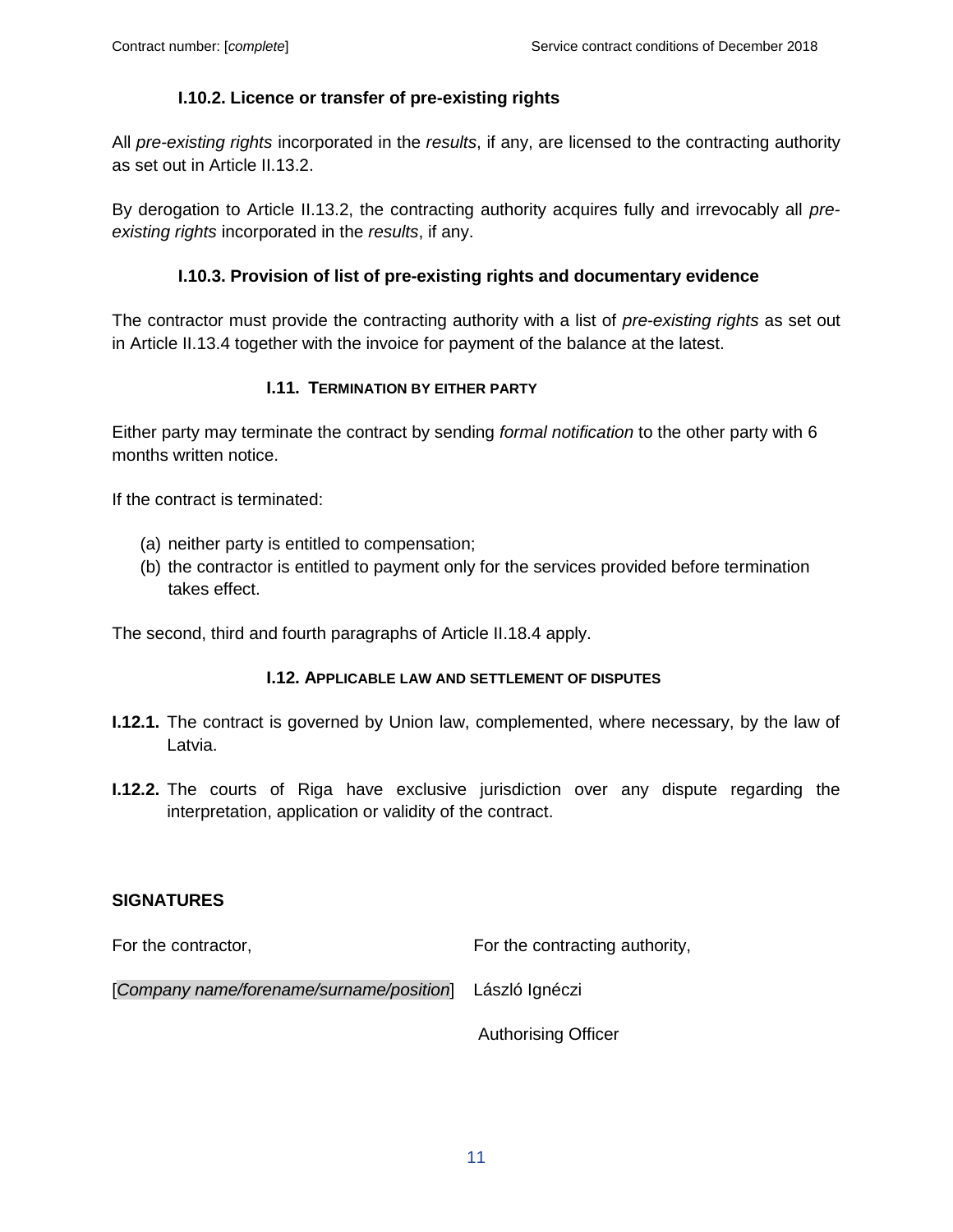#### I.10.2. Licence or transfer of pre-existing rights

All *pre-existing rights* incorporated in the *results*, if any, are licensed to the contracting authority as set out in Article II.13.2.

By derogation to Article II.13.2, the contracting authority acquires fully and irrevocably all *pre-existing rights* incorporated in the *results*, if any.

#### I.10.3. Provision of list of pre-existing rights and documentary evidence

The contractor must provide the contracting authority with a list of *pre-existing rights* as set out in Article II.13.4 together with the invoice for payment of the balance at the latest.

### I.11. TERMINATION BY EITHER PARTY

Either party may terminate the contract by sending *formal notification* to the other party with 6 months written notice.

If the contract is terminated:

(a) neither party is entitled to compensation;
(b) the contractor is entitled to payment only for the services provided before termination takes effect.

The second, third and fourth paragraphs of Article II.18.4 apply.

### I.12. APPLICABLE LAW AND SETTLEMENT OF DISPUTES

**I.12.1.** The contract is governed by Union law, complemented, where necessary, by the law of Latvia.

**I.12.2.** The courts of Riga have exclusive jurisdiction over any dispute regarding the interpretation, application or validity of the contract.

**SIGNATURES**

| | |
|---|---|
| For the contractor, | For the contracting authority, |
| [*Company name/forename/surname/position*] | László Ignéczi |
| | Authorising Officer |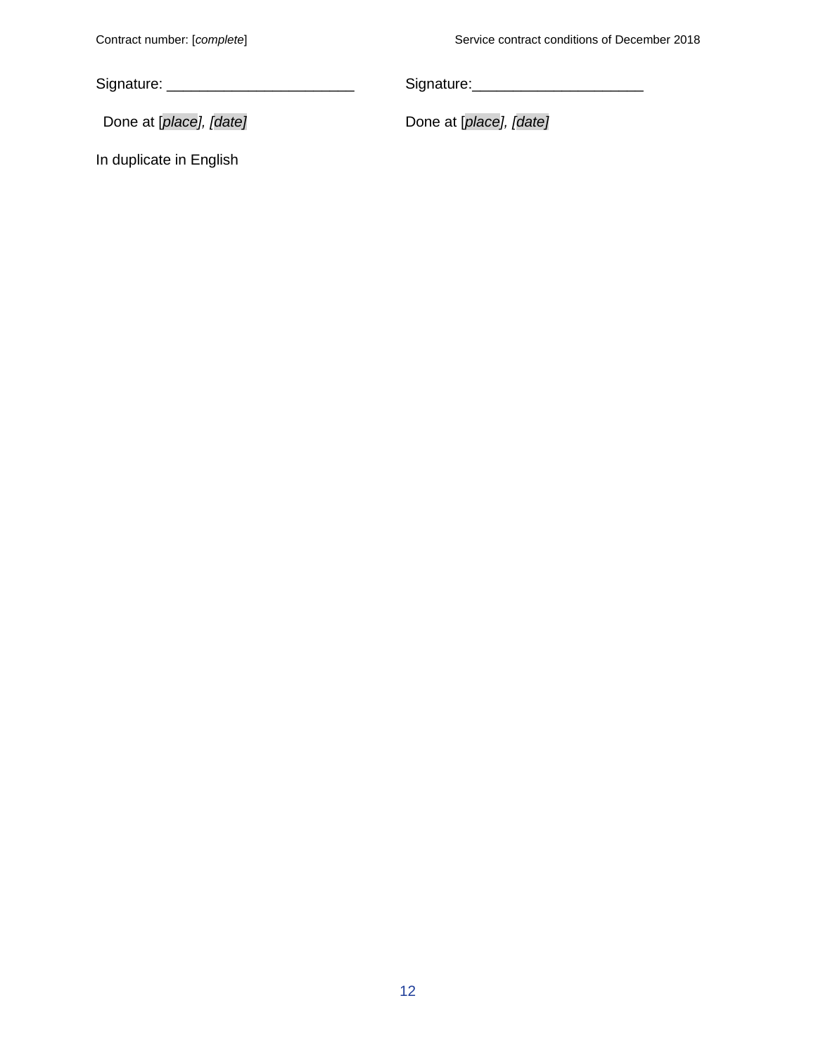Signature: _______________________ Signature:_____________________

Done at [*place*], [*date*] Done at [*place*], [*date*]

In duplicate in English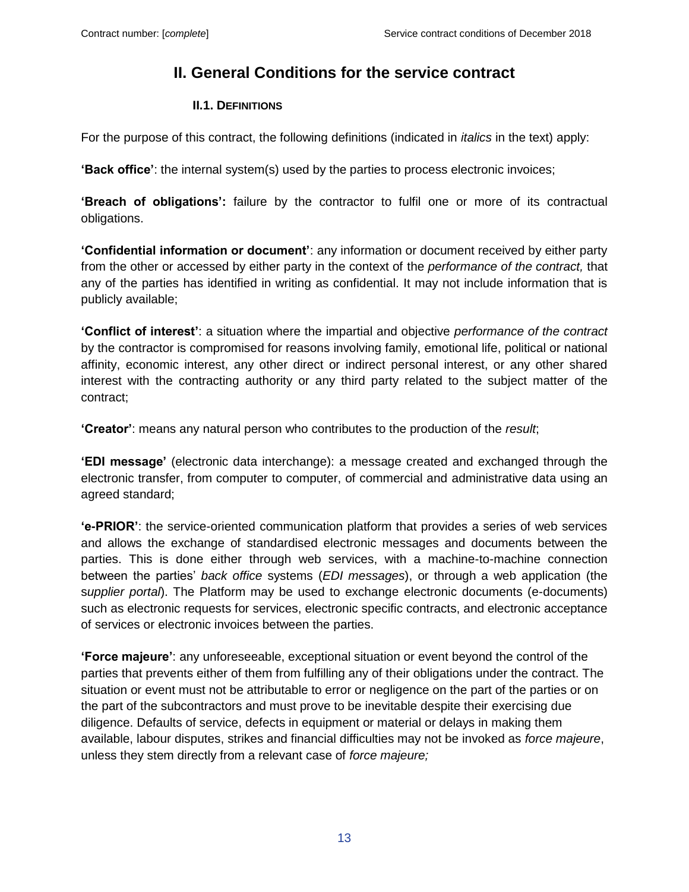# II. General Conditions for the service contract

## II.1. Definitions

For the purpose of this contract, the following definitions (indicated in *italics* in the text) apply:

**'Back office'**: the internal system(s) used by the parties to process electronic invoices;

**'Breach of obligations':** failure by the contractor to fulfil one or more of its contractual obligations.

**'Confidential information or document'**: any information or document received by either party from the other or accessed by either party in the context of the *performance of the contract,* that any of the parties has identified in writing as confidential. It may not include information that is publicly available;

**'Conflict of interest'**: a situation where the impartial and objective *performance of the contract* by the contractor is compromised for reasons involving family, emotional life, political or national affinity, economic interest, any other direct or indirect personal interest, or any other shared interest with the contracting authority or any third party related to the subject matter of the contract;

**'Creator'**: means any natural person who contributes to the production of the *result*;

**'EDI message'** (electronic data interchange): a message created and exchanged through the electronic transfer, from computer to computer, of commercial and administrative data using an agreed standard;

**'e-PRIOR'**: the service-oriented communication platform that provides a series of web services and allows the exchange of standardised electronic messages and documents between the parties. This is done either through web services, with a machine-to-machine connection between the parties' *back office* systems (*EDI messages*), or through a web application (the s*upplier portal*). The Platform may be used to exchange electronic documents (e-documents) such as electronic requests for services, electronic specific contracts, and electronic acceptance of services or electronic invoices between the parties.

**'Force majeure'**: any unforeseeable, exceptional situation or event beyond the control of the parties that prevents either of them from fulfilling any of their obligations under the contract. The situation or event must not be attributable to error or negligence on the part of the parties or on the part of the subcontractors and must prove to be inevitable despite their exercising due diligence. Defaults of service, defects in equipment or material or delays in making them available, labour disputes, strikes and financial difficulties may not be invoked as *force majeure*, unless they stem directly from a relevant case of *force majeure;*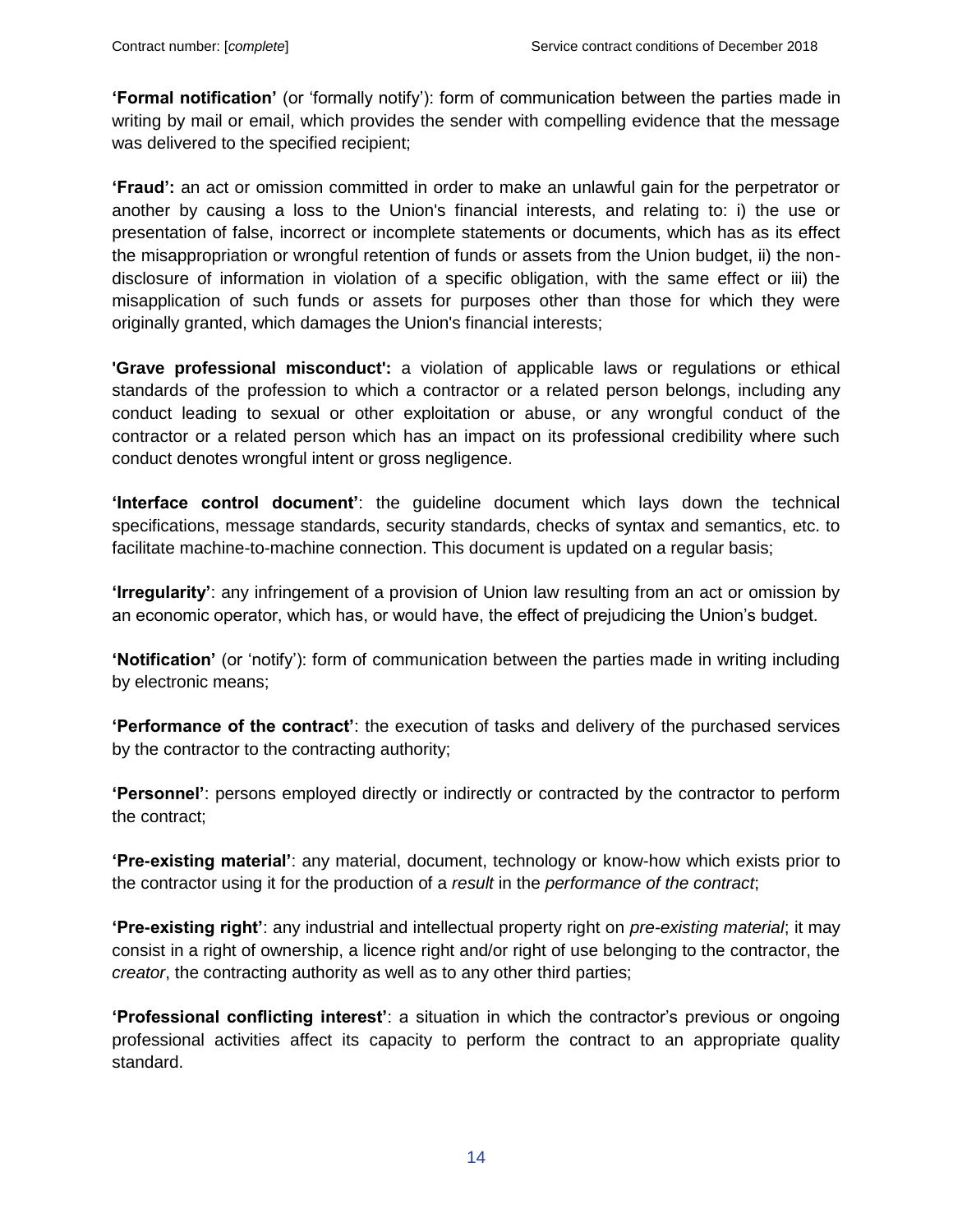**'Formal notification'** (or 'formally notify'): form of communication between the parties made in writing by mail or email, which provides the sender with compelling evidence that the message was delivered to the specified recipient;

**'Fraud':** an act or omission committed in order to make an unlawful gain for the perpetrator or another by causing a loss to the Union's financial interests, and relating to: i) the use or presentation of false, incorrect or incomplete statements or documents, which has as its effect the misappropriation or wrongful retention of funds or assets from the Union budget, ii) the non-disclosure of information in violation of a specific obligation, with the same effect or iii) the misapplication of such funds or assets for purposes other than those for which they were originally granted, which damages the Union's financial interests;

**'Grave professional misconduct':** a violation of applicable laws or regulations or ethical standards of the profession to which a contractor or a related person belongs, including any conduct leading to sexual or other exploitation or abuse, or any wrongful conduct of the contractor or a related person which has an impact on its professional credibility where such conduct denotes wrongful intent or gross negligence.

**'Interface control document'**: the guideline document which lays down the technical specifications, message standards, security standards, checks of syntax and semantics, etc. to facilitate machine-to-machine connection. This document is updated on a regular basis;

**'Irregularity'**: any infringement of a provision of Union law resulting from an act or omission by an economic operator, which has, or would have, the effect of prejudicing the Union's budget.

**'Notification'** (or 'notify'): form of communication between the parties made in writing including by electronic means;

**'Performance of the contract'**: the execution of tasks and delivery of the purchased services by the contractor to the contracting authority;

**'Personnel'**: persons employed directly or indirectly or contracted by the contractor to perform the contract;

**'Pre-existing material'**: any material, document, technology or know-how which exists prior to the contractor using it for the production of a *result* in the *performance of the contract*;

**'Pre-existing right'**: any industrial and intellectual property right on *pre-existing material*; it may consist in a right of ownership, a licence right and/or right of use belonging to the contractor, the *creator*, the contracting authority as well as to any other third parties;

**'Professional conflicting interest'**: a situation in which the contractor's previous or ongoing professional activities affect its capacity to perform the contract to an appropriate quality standard.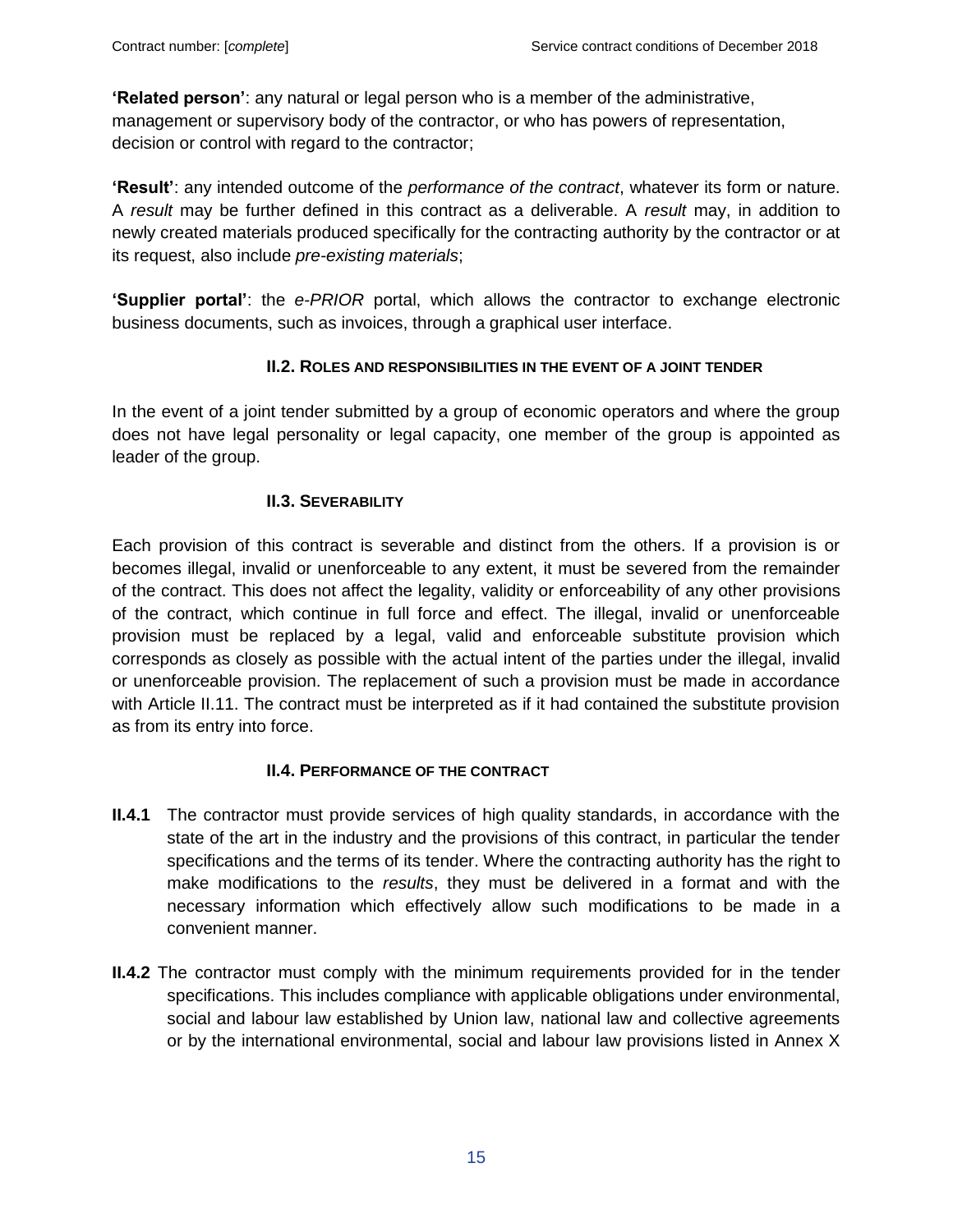**'Related person'**: any natural or legal person who is a member of the administrative, management or supervisory body of the contractor, or who has powers of representation, decision or control with regard to the contractor;

**'Result'**: any intended outcome of the *performance of the contract*, whatever its form or nature. A *result* may be further defined in this contract as a deliverable. A *result* may, in addition to newly created materials produced specifically for the contracting authority by the contractor or at its request, also include *pre-existing materials*;

**'Supplier portal'**: the *e-PRIOR* portal, which allows the contractor to exchange electronic business documents, such as invoices, through a graphical user interface.

### II.2. Roles and responsibilities in the event of a joint tender

In the event of a joint tender submitted by a group of economic operators and where the group does not have legal personality or legal capacity, one member of the group is appointed as leader of the group.

### II.3. Severability

Each provision of this contract is severable and distinct from the others. If a provision is or becomes illegal, invalid or unenforceable to any extent, it must be severed from the remainder of the contract. This does not affect the legality, validity or enforceability of any other provisions of the contract, which continue in full force and effect. The illegal, invalid or unenforceable provision must be replaced by a legal, valid and enforceable substitute provision which corresponds as closely as possible with the actual intent of the parties under the illegal, invalid or unenforceable provision. The replacement of such a provision must be made in accordance with Article II.11. The contract must be interpreted as if it had contained the substitute provision as from its entry into force.

### II.4. Performance of the contract

**II.4.1** The contractor must provide services of high quality standards, in accordance with the state of the art in the industry and the provisions of this contract, in particular the tender specifications and the terms of its tender. Where the contracting authority has the right to make modifications to the *results*, they must be delivered in a format and with the necessary information which effectively allow such modifications to be made in a convenient manner.

**II.4.2** The contractor must comply with the minimum requirements provided for in the tender specifications. This includes compliance with applicable obligations under environmental, social and labour law established by Union law, national law and collective agreements or by the international environmental, social and labour law provisions listed in Annex X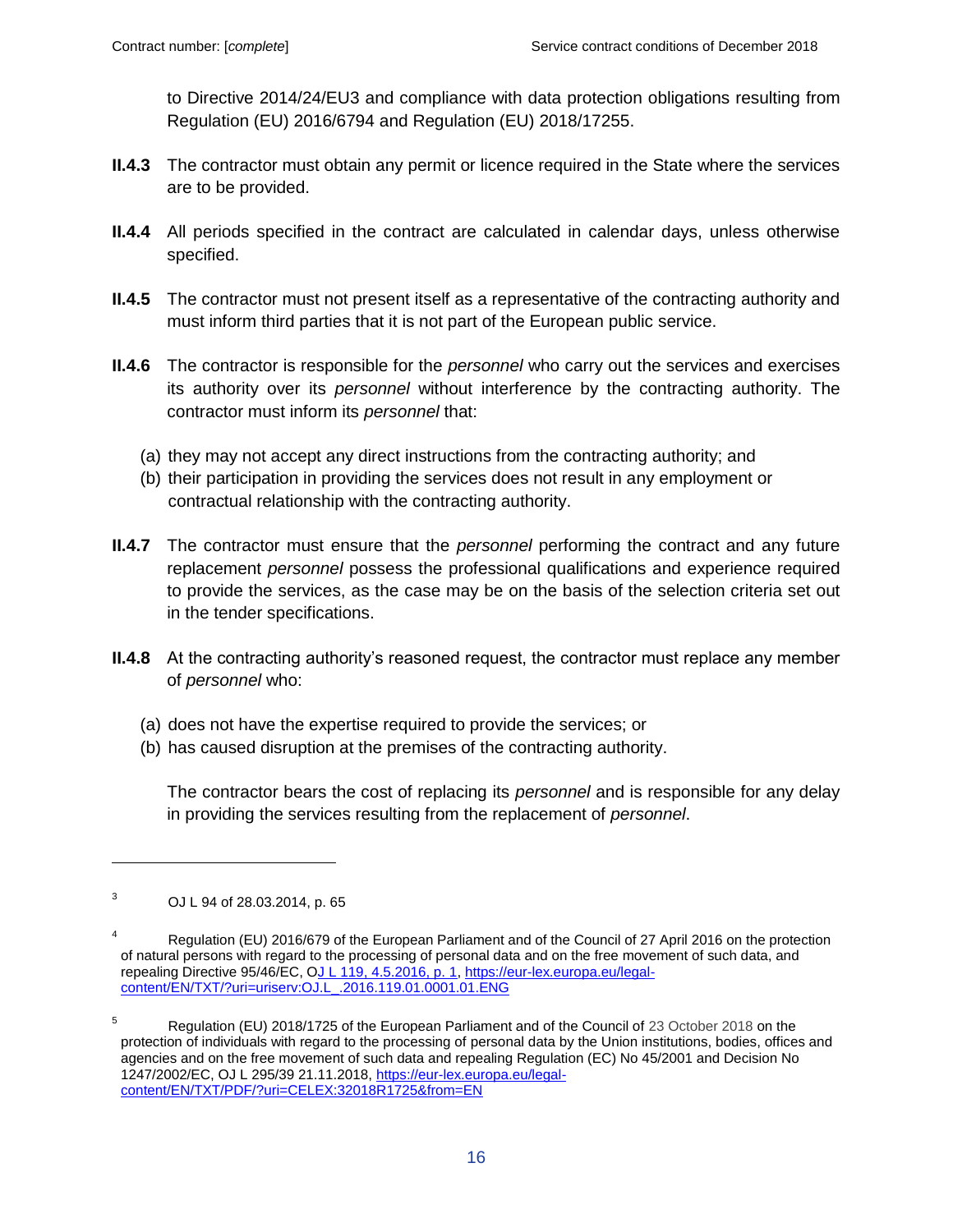to Directive 2014/24/EU[3] and compliance with data protection obligations resulting from Regulation (EU) 2016/679[4] and Regulation (EU) 2018/1725[5].

**II.4.3** The contractor must obtain any permit or licence required in the State where the services are to be provided.

**II.4.4** All periods specified in the contract are calculated in calendar days, unless otherwise specified.

**II.4.5** The contractor must not present itself as a representative of the contracting authority and must inform third parties that it is not part of the European public service.

**II.4.6** The contractor is responsible for the *personnel* who carry out the services and exercises its authority over its *personnel* without interference by the contracting authority. The contractor must inform its *personnel* that:

(a) they may not accept any direct instructions from the contracting authority; and
(b) their participation in providing the services does not result in any employment or contractual relationship with the contracting authority.

**II.4.7** The contractor must ensure that the *personnel* performing the contract and any future replacement *personnel* possess the professional qualifications and experience required to provide the services, as the case may be on the basis of the selection criteria set out in the tender specifications.

**II.4.8** At the contracting authority's reasoned request, the contractor must replace any member of *personnel* who:

(a) does not have the expertise required to provide the services; or
(b) has caused disruption at the premises of the contracting authority.

The contractor bears the cost of replacing its *personnel* and is responsible for any delay in providing the services resulting from the replacement of *personnel*.

---

[3] OJ L 94 of 28.03.2014, p. 65

[4] Regulation (EU) 2016/679 of the European Parliament and of the Council of 27 April 2016 on the protection of natural persons with regard to the processing of personal data and on the free movement of such data, and repealing Directive 95/46/EC, OJ L 119, 4.5.2016, p. 1, https://eur-lex.europa.eu/legal-content/EN/TXT/?uri=uriserv:OJ.L_.2016.119.01.0001.01.ENG

[5] Regulation (EU) 2018/1725 of the European Parliament and of the Council of 23 October 2018 on the protection of individuals with regard to the processing of personal data by the Union institutions, bodies, offices and agencies and on the free movement of such data and repealing Regulation (EC) No 45/2001 and Decision No 1247/2002/EC, OJ L 295/39 21.11.2018, https://eur-lex.europa.eu/legal-content/EN/TXT/PDF/?uri=CELEX:32018R1725&from=EN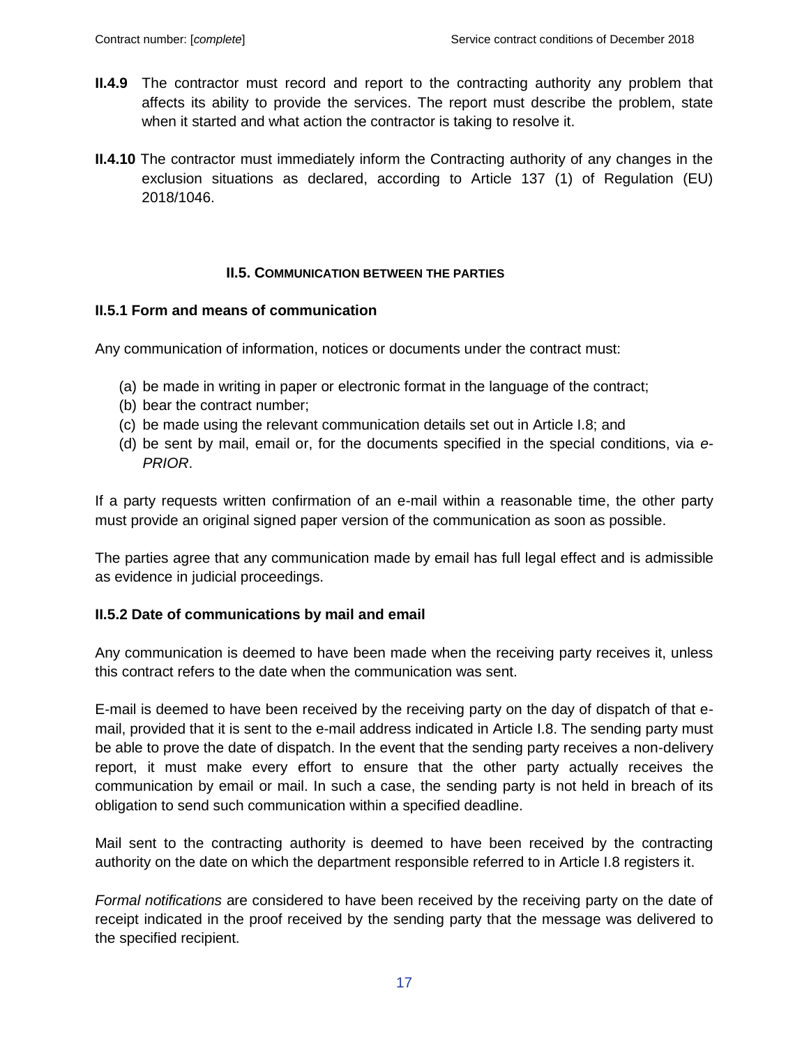**II.4.9** The contractor must record and report to the contracting authority any problem that affects its ability to provide the services. The report must describe the problem, state when it started and what action the contractor is taking to resolve it.

**II.4.10** The contractor must immediately inform the Contracting authority of any changes in the exclusion situations as declared, according to Article 137 (1) of Regulation (EU) 2018/1046.

## II.5. COMMUNICATION BETWEEN THE PARTIES

### II.5.1 Form and means of communication

Any communication of information, notices or documents under the contract must:

(a) be made in writing in paper or electronic format in the language of the contract;
(b) bear the contract number;
(c) be made using the relevant communication details set out in Article I.8; and
(d) be sent by mail, email or, for the documents specified in the special conditions, via *e-PRIOR*.

If a party requests written confirmation of an e-mail within a reasonable time, the other party must provide an original signed paper version of the communication as soon as possible.

The parties agree that any communication made by email has full legal effect and is admissible as evidence in judicial proceedings.

### II.5.2 Date of communications by mail and email

Any communication is deemed to have been made when the receiving party receives it, unless this contract refers to the date when the communication was sent.

E-mail is deemed to have been received by the receiving party on the day of dispatch of that e-mail, provided that it is sent to the e-mail address indicated in Article I.8. The sending party must be able to prove the date of dispatch. In the event that the sending party receives a non-delivery report, it must make every effort to ensure that the other party actually receives the communication by email or mail. In such a case, the sending party is not held in breach of its obligation to send such communication within a specified deadline.

Mail sent to the contracting authority is deemed to have been received by the contracting authority on the date on which the department responsible referred to in Article I.8 registers it.

*Formal notifications* are considered to have been received by the receiving party on the date of receipt indicated in the proof received by the sending party that the message was delivered to the specified recipient.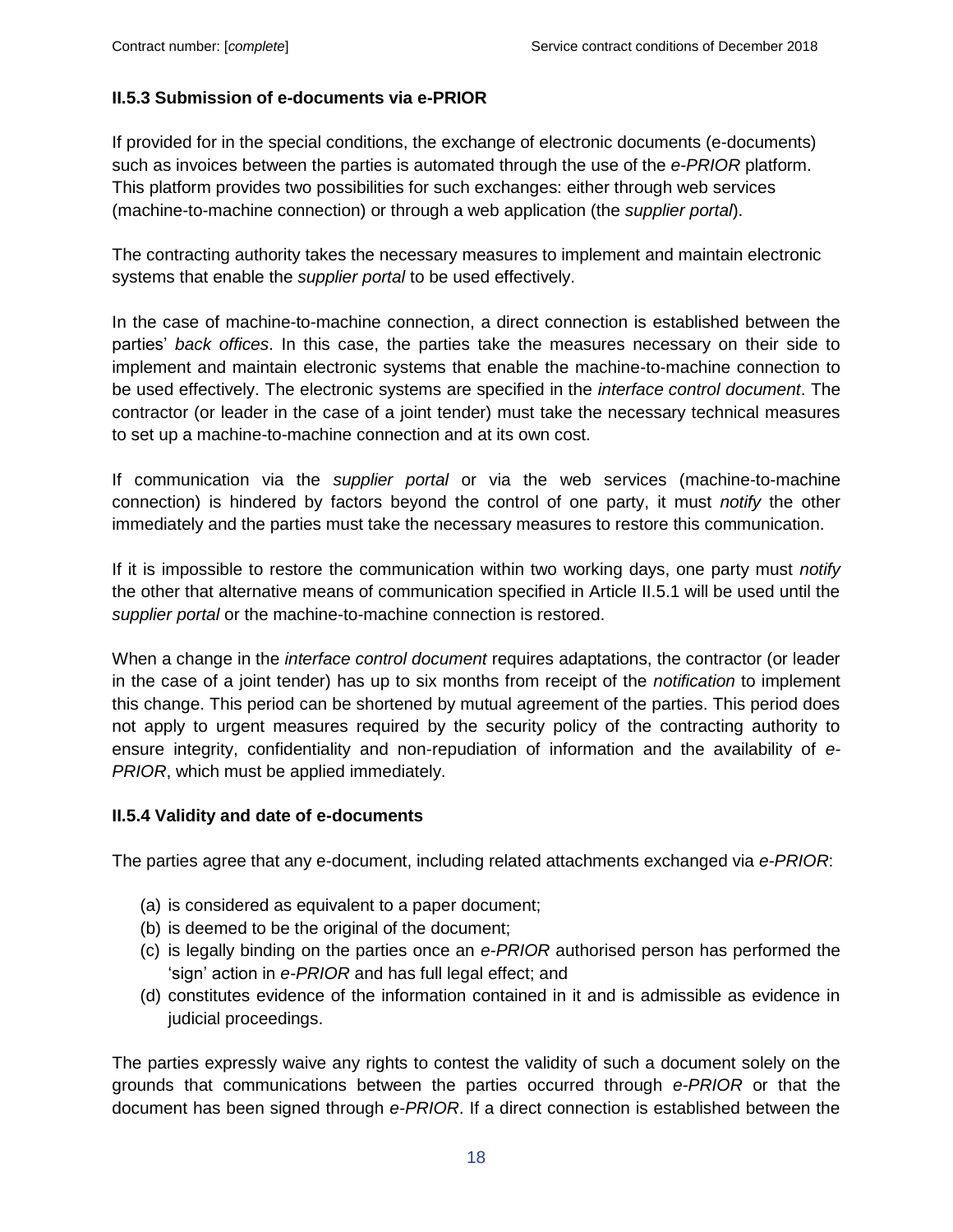### II.5.3 Submission of e-documents via e-PRIOR

If provided for in the special conditions, the exchange of electronic documents (e-documents) such as invoices between the parties is automated through the use of the *e-PRIOR* platform. This platform provides two possibilities for such exchanges: either through web services (machine-to-machine connection) or through a web application (the *supplier portal*).

The contracting authority takes the necessary measures to implement and maintain electronic systems that enable the *supplier portal* to be used effectively.

In the case of machine-to-machine connection, a direct connection is established between the parties' *back offices*. In this case, the parties take the measures necessary on their side to implement and maintain electronic systems that enable the machine-to-machine connection to be used effectively. The electronic systems are specified in the *interface control document*. The contractor (or leader in the case of a joint tender) must take the necessary technical measures to set up a machine-to-machine connection and at its own cost.

If communication via the *supplier portal* or via the web services (machine-to-machine connection) is hindered by factors beyond the control of one party, it must *notify* the other immediately and the parties must take the necessary measures to restore this communication.

If it is impossible to restore the communication within two working days, one party must *notify* the other that alternative means of communication specified in Article II.5.1 will be used until the *supplier portal* or the machine-to-machine connection is restored.

When a change in the *interface control document* requires adaptations, the contractor (or leader in the case of a joint tender) has up to six months from receipt of the *notification* to implement this change. This period can be shortened by mutual agreement of the parties. This period does not apply to urgent measures required by the security policy of the contracting authority to ensure integrity, confidentiality and non-repudiation of information and the availability of *e-PRIOR*, which must be applied immediately.

### II.5.4 Validity and date of e-documents

The parties agree that any e-document, including related attachments exchanged via *e-PRIOR*:

(a) is considered as equivalent to a paper document;
(b) is deemed to be the original of the document;
(c) is legally binding on the parties once an *e-PRIOR* authorised person has performed the 'sign' action in *e-PRIOR* and has full legal effect; and
(d) constitutes evidence of the information contained in it and is admissible as evidence in judicial proceedings.

The parties expressly waive any rights to contest the validity of such a document solely on the grounds that communications between the parties occurred through *e-PRIOR* or that the document has been signed through *e-PRIOR*. If a direct connection is established between the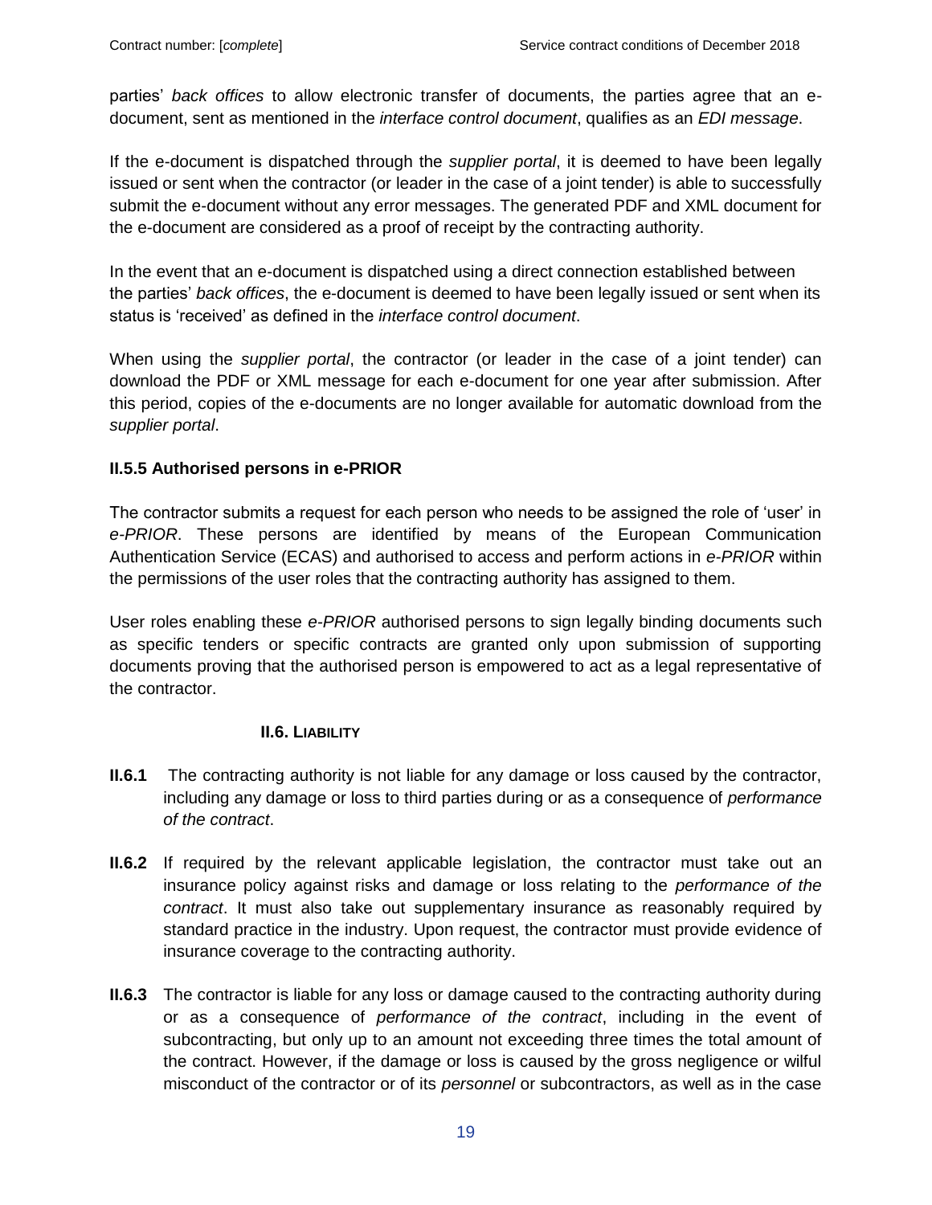parties' *back offices* to allow electronic transfer of documents, the parties agree that an e-document, sent as mentioned in the *interface control document*, qualifies as an *EDI message*.

If the e-document is dispatched through the *supplier portal*, it is deemed to have been legally issued or sent when the contractor (or leader in the case of a joint tender) is able to successfully submit the e-document without any error messages. The generated PDF and XML document for the e-document are considered as a proof of receipt by the contracting authority.

In the event that an e-document is dispatched using a direct connection established between the parties' *back offices*, the e-document is deemed to have been legally issued or sent when its status is 'received' as defined in the *interface control document*.

When using the *supplier portal*, the contractor (or leader in the case of a joint tender) can download the PDF or XML message for each e-document for one year after submission. After this period, copies of the e-documents are no longer available for automatic download from the *supplier portal*.

### II.5.5 Authorised persons in e-PRIOR

The contractor submits a request for each person who needs to be assigned the role of 'user' in *e-PRIOR*. These persons are identified by means of the European Communication Authentication Service (ECAS) and authorised to access and perform actions in *e-PRIOR* within the permissions of the user roles that the contracting authority has assigned to them.

User roles enabling these *e-PRIOR* authorised persons to sign legally binding documents such as specific tenders or specific contracts are granted only upon submission of supporting documents proving that the authorised person is empowered to act as a legal representative of the contractor.

## II.6. LIABILITY

**II.6.1** The contracting authority is not liable for any damage or loss caused by the contractor, including any damage or loss to third parties during or as a consequence of *performance of the contract*.

**II.6.2** If required by the relevant applicable legislation, the contractor must take out an insurance policy against risks and damage or loss relating to the *performance of the contract*. It must also take out supplementary insurance as reasonably required by standard practice in the industry. Upon request, the contractor must provide evidence of insurance coverage to the contracting authority.

**II.6.3** The contractor is liable for any loss or damage caused to the contracting authority during or as a consequence of *performance of the contract*, including in the event of subcontracting, but only up to an amount not exceeding three times the total amount of the contract. However, if the damage or loss is caused by the gross negligence or wilful misconduct of the contractor or of its *personnel* or subcontractors, as well as in the case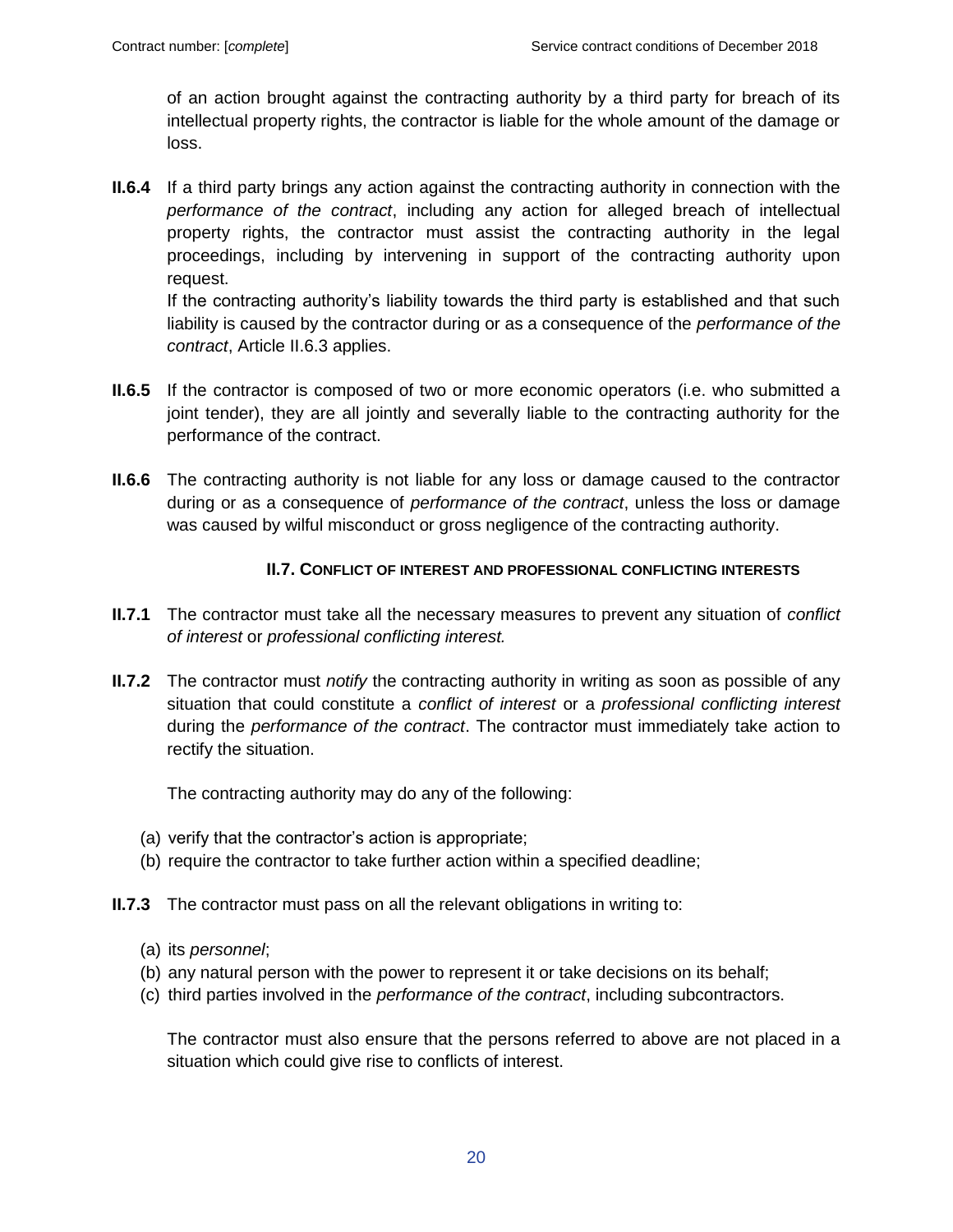of an action brought against the contracting authority by a third party for breach of its intellectual property rights, the contractor is liable for the whole amount of the damage or loss.

**II.6.4** If a third party brings any action against the contracting authority in connection with the *performance of the contract*, including any action for alleged breach of intellectual property rights, the contractor must assist the contracting authority in the legal proceedings, including by intervening in support of the contracting authority upon request.
If the contracting authority's liability towards the third party is established and that such liability is caused by the contractor during or as a consequence of the *performance of the contract*, Article II.6.3 applies.

**II.6.5** If the contractor is composed of two or more economic operators (i.e. who submitted a joint tender), they are all jointly and severally liable to the contracting authority for the performance of the contract.

**II.6.6** The contracting authority is not liable for any loss or damage caused to the contractor during or as a consequence of *performance of the contract*, unless the loss or damage was caused by wilful misconduct or gross negligence of the contracting authority.

### II.7. Conflict of interest and professional conflicting interests

**II.7.1** The contractor must take all the necessary measures to prevent any situation of *conflict of interest* or *professional conflicting interest.*

**II.7.2** The contractor must *notify* the contracting authority in writing as soon as possible of any situation that could constitute a *conflict of interest* or a *professional conflicting interest* during the *performance of the contract*. The contractor must immediately take action to rectify the situation.

The contracting authority may do any of the following:

(a) verify that the contractor's action is appropriate;
(b) require the contractor to take further action within a specified deadline;

**II.7.3** The contractor must pass on all the relevant obligations in writing to:

(a) its *personnel*;
(b) any natural person with the power to represent it or take decisions on its behalf;
(c) third parties involved in the *performance of the contract*, including subcontractors.

The contractor must also ensure that the persons referred to above are not placed in a situation which could give rise to conflicts of interest.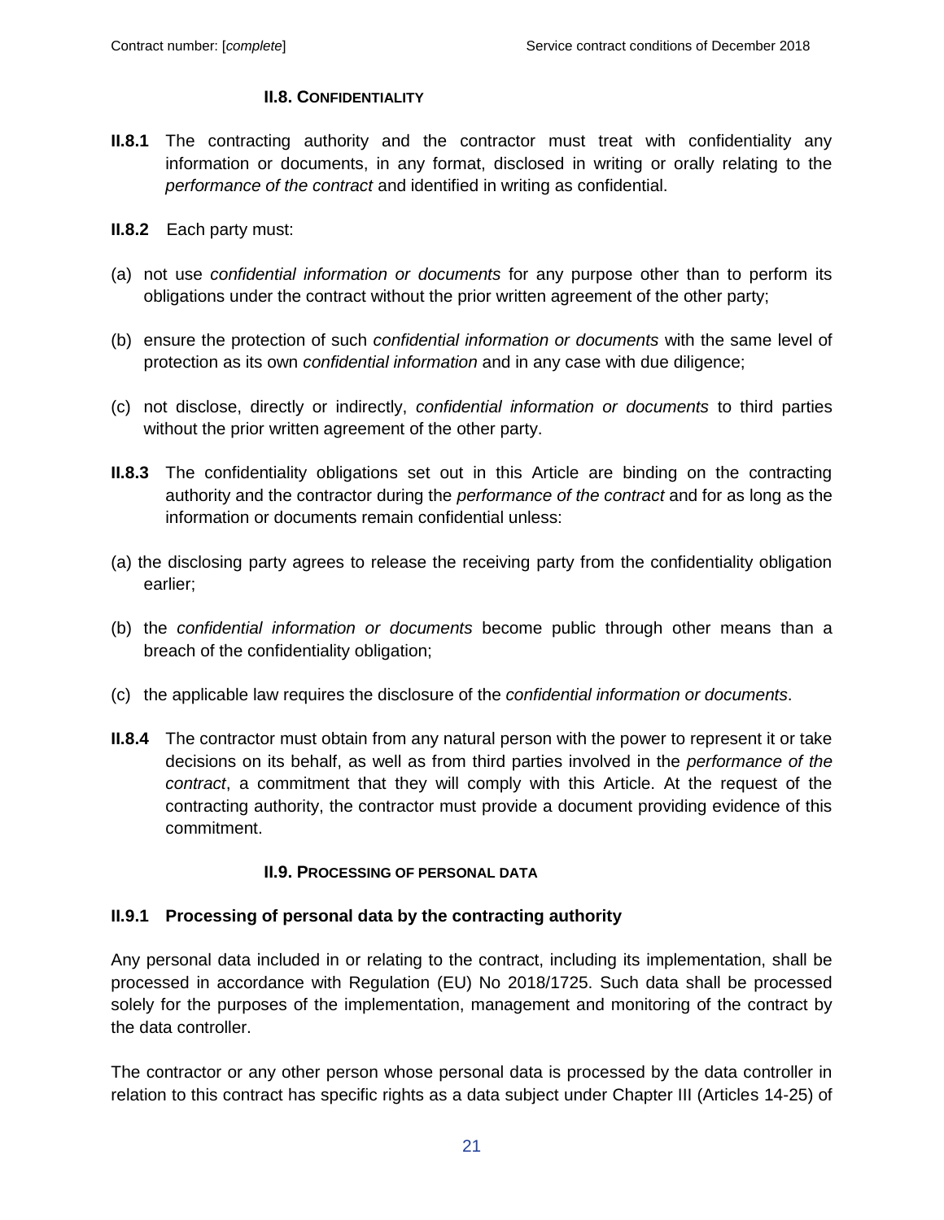### II.8. CONFIDENTIALITY

**II.8.1** The contracting authority and the contractor must treat with confidentiality any information or documents, in any format, disclosed in writing or orally relating to the *performance of the contract* and identified in writing as confidential.

**II.8.2** Each party must:

(a) not use *confidential information or documents* for any purpose other than to perform its obligations under the contract without the prior written agreement of the other party;

(b) ensure the protection of such *confidential information or documents* with the same level of protection as its own *confidential information* and in any case with due diligence;

(c) not disclose, directly or indirectly, *confidential information or documents* to third parties without the prior written agreement of the other party.

**II.8.3** The confidentiality obligations set out in this Article are binding on the contracting authority and the contractor during the *performance of the contract* and for as long as the information or documents remain confidential unless:

(a) the disclosing party agrees to release the receiving party from the confidentiality obligation earlier;

(b) the *confidential information or documents* become public through other means than a breach of the confidentiality obligation;

(c) the applicable law requires the disclosure of the *confidential information or documents*.

**II.8.4** The contractor must obtain from any natural person with the power to represent it or take decisions on its behalf, as well as from third parties involved in the *performance of the contract*, a commitment that they will comply with this Article. At the request of the contracting authority, the contractor must provide a document providing evidence of this commitment.

### II.9. PROCESSING OF PERSONAL DATA

**II.9.1 Processing of personal data by the contracting authority**

Any personal data included in or relating to the contract, including its implementation, shall be processed in accordance with Regulation (EU) No 2018/1725. Such data shall be processed solely for the purposes of the implementation, management and monitoring of the contract by the data controller.

The contractor or any other person whose personal data is processed by the data controller in relation to this contract has specific rights as a data subject under Chapter III (Articles 14-25) of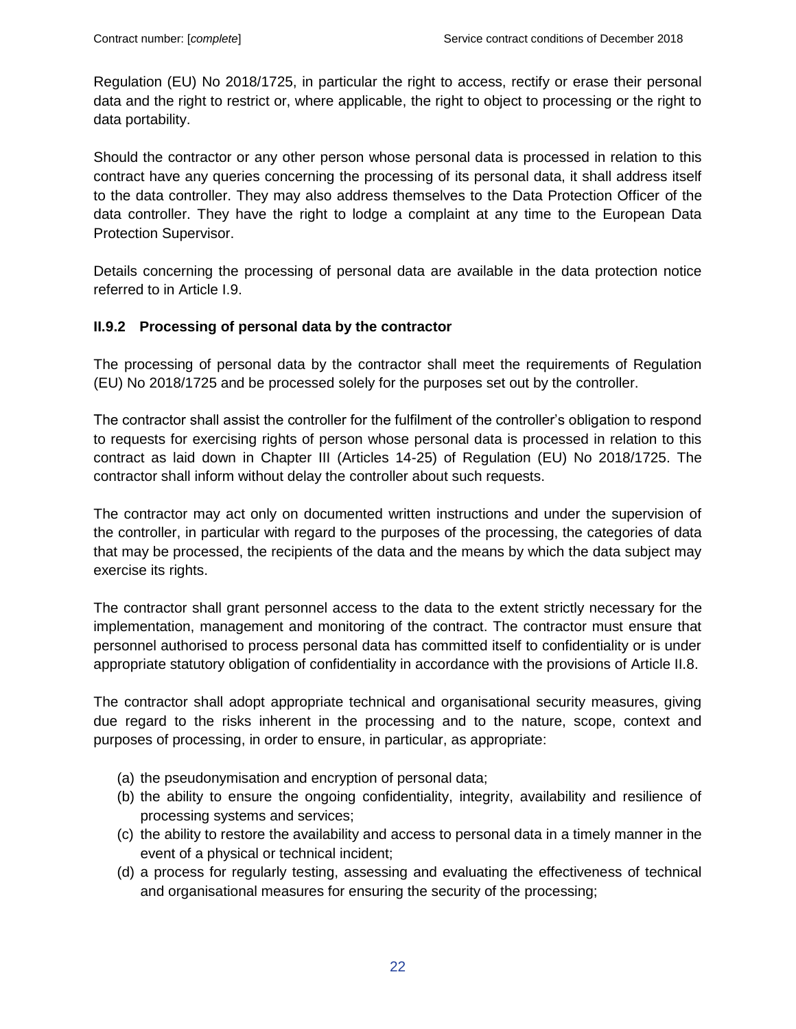Regulation (EU) No 2018/1725, in particular the right to access, rectify or erase their personal data and the right to restrict or, where applicable, the right to object to processing or the right to data portability.

Should the contractor or any other person whose personal data is processed in relation to this contract have any queries concerning the processing of its personal data, it shall address itself to the data controller. They may also address themselves to the Data Protection Officer of the data controller. They have the right to lodge a complaint at any time to the European Data Protection Supervisor.

Details concerning the processing of personal data are available in the data protection notice referred to in Article I.9.

### II.9.2 Processing of personal data by the contractor

The processing of personal data by the contractor shall meet the requirements of Regulation (EU) No 2018/1725 and be processed solely for the purposes set out by the controller.

The contractor shall assist the controller for the fulfilment of the controller's obligation to respond to requests for exercising rights of person whose personal data is processed in relation to this contract as laid down in Chapter III (Articles 14-25) of Regulation (EU) No 2018/1725. The contractor shall inform without delay the controller about such requests.

The contractor may act only on documented written instructions and under the supervision of the controller, in particular with regard to the purposes of the processing, the categories of data that may be processed, the recipients of the data and the means by which the data subject may exercise its rights.

The contractor shall grant personnel access to the data to the extent strictly necessary for the implementation, management and monitoring of the contract. The contractor must ensure that personnel authorised to process personal data has committed itself to confidentiality or is under appropriate statutory obligation of confidentiality in accordance with the provisions of Article II.8.

The contractor shall adopt appropriate technical and organisational security measures, giving due regard to the risks inherent in the processing and to the nature, scope, context and purposes of processing, in order to ensure, in particular, as appropriate:

(a) the pseudonymisation and encryption of personal data;
(b) the ability to ensure the ongoing confidentiality, integrity, availability and resilience of processing systems and services;
(c) the ability to restore the availability and access to personal data in a timely manner in the event of a physical or technical incident;
(d) a process for regularly testing, assessing and evaluating the effectiveness of technical and organisational measures for ensuring the security of the processing;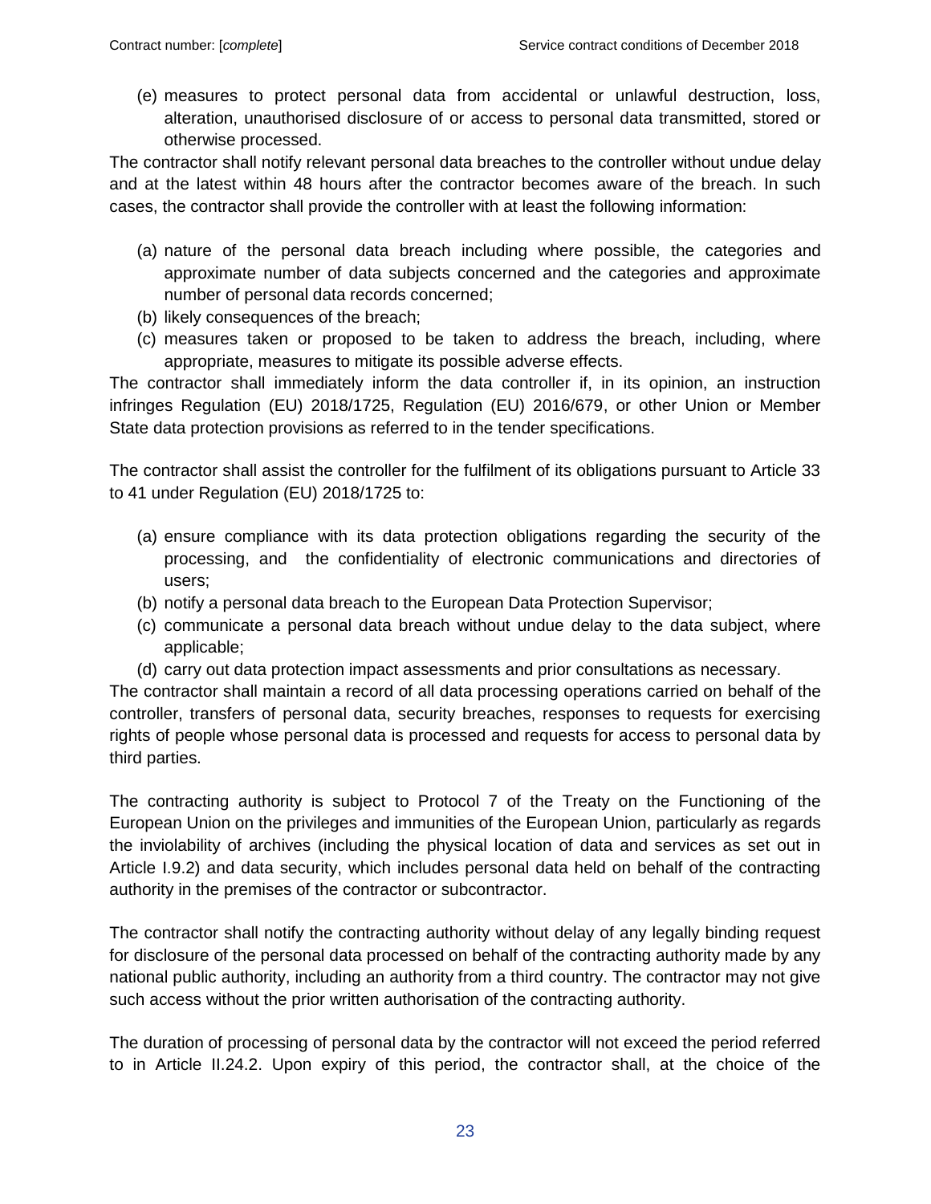(e) measures to protect personal data from accidental or unlawful destruction, loss, alteration, unauthorised disclosure of or access to personal data transmitted, stored or otherwise processed.

The contractor shall notify relevant personal data breaches to the controller without undue delay and at the latest within 48 hours after the contractor becomes aware of the breach. In such cases, the contractor shall provide the controller with at least the following information:

(a) nature of the personal data breach including where possible, the categories and approximate number of data subjects concerned and the categories and approximate number of personal data records concerned;
(b) likely consequences of the breach;
(c) measures taken or proposed to be taken to address the breach, including, where appropriate, measures to mitigate its possible adverse effects.

The contractor shall immediately inform the data controller if, in its opinion, an instruction infringes Regulation (EU) 2018/1725, Regulation (EU) 2016/679, or other Union or Member State data protection provisions as referred to in the tender specifications.

The contractor shall assist the controller for the fulfilment of its obligations pursuant to Article 33 to 41 under Regulation (EU) 2018/1725 to:

(a) ensure compliance with its data protection obligations regarding the security of the processing, and the confidentiality of electronic communications and directories of users;
(b) notify a personal data breach to the European Data Protection Supervisor;
(c) communicate a personal data breach without undue delay to the data subject, where applicable;
(d) carry out data protection impact assessments and prior consultations as necessary.

The contractor shall maintain a record of all data processing operations carried on behalf of the controller, transfers of personal data, security breaches, responses to requests for exercising rights of people whose personal data is processed and requests for access to personal data by third parties.

The contracting authority is subject to Protocol 7 of the Treaty on the Functioning of the European Union on the privileges and immunities of the European Union, particularly as regards the inviolability of archives (including the physical location of data and services as set out in Article I.9.2) and data security, which includes personal data held on behalf of the contracting authority in the premises of the contractor or subcontractor.

The contractor shall notify the contracting authority without delay of any legally binding request for disclosure of the personal data processed on behalf of the contracting authority made by any national public authority, including an authority from a third country. The contractor may not give such access without the prior written authorisation of the contracting authority.

The duration of processing of personal data by the contractor will not exceed the period referred to in Article II.24.2. Upon expiry of this period, the contractor shall, at the choice of the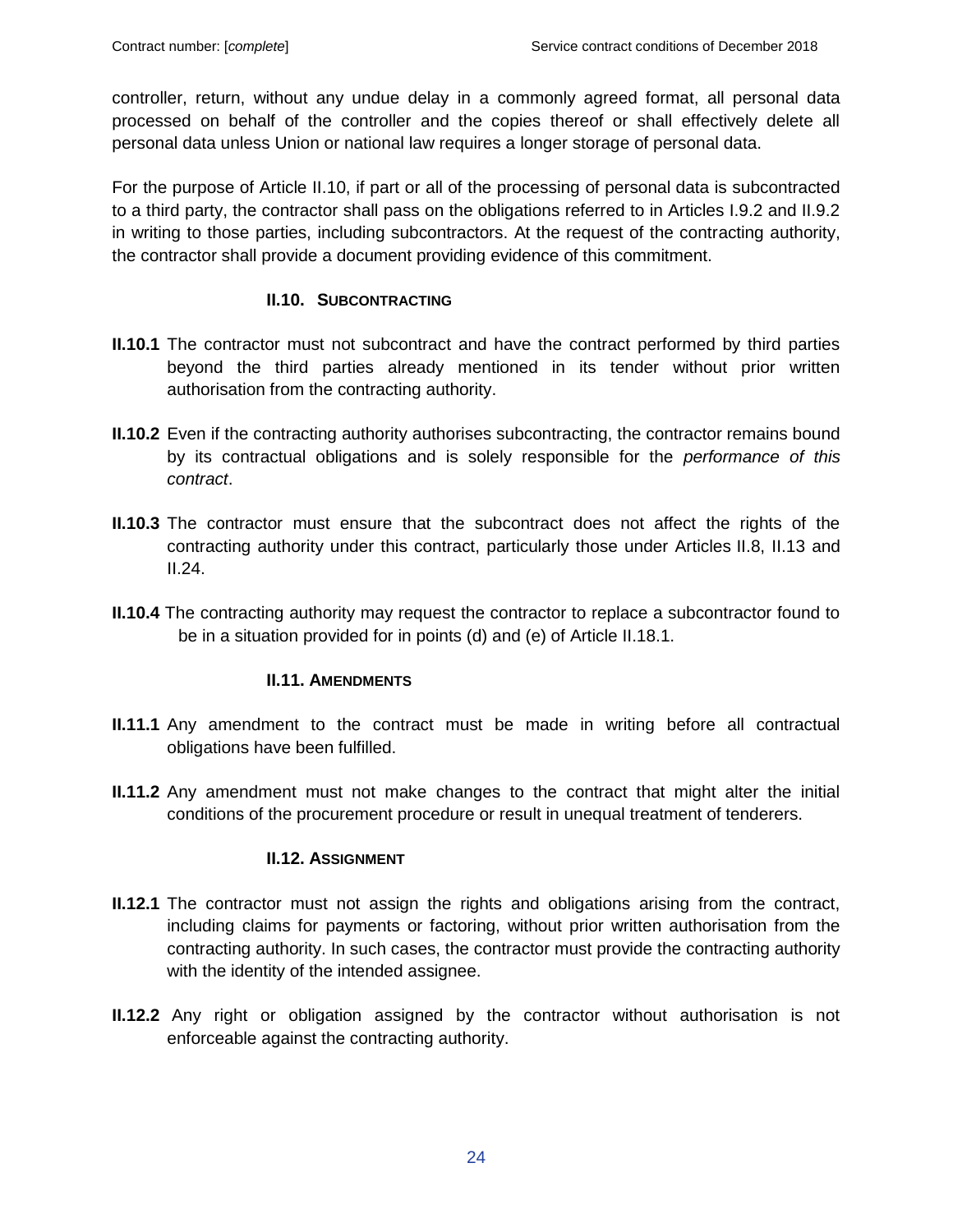controller, return, without any undue delay in a commonly agreed format, all personal data processed on behalf of the controller and the copies thereof or shall effectively delete all personal data unless Union or national law requires a longer storage of personal data.

For the purpose of Article II.10, if part or all of the processing of personal data is subcontracted to a third party, the contractor shall pass on the obligations referred to in Articles I.9.2 and II.9.2 in writing to those parties, including subcontractors. At the request of the contracting authority, the contractor shall provide a document providing evidence of this commitment.

### II.10. SUBCONTRACTING

**II.10.1** The contractor must not subcontract and have the contract performed by third parties beyond the third parties already mentioned in its tender without prior written authorisation from the contracting authority.

**II.10.2** Even if the contracting authority authorises subcontracting, the contractor remains bound by its contractual obligations and is solely responsible for the *performance of this contract*.

**II.10.3** The contractor must ensure that the subcontract does not affect the rights of the contracting authority under this contract, particularly those under Articles II.8, II.13 and II.24.

**II.10.4** The contracting authority may request the contractor to replace a subcontractor found to be in a situation provided for in points (d) and (e) of Article II.18.1.

### II.11. AMENDMENTS

**II.11.1** Any amendment to the contract must be made in writing before all contractual obligations have been fulfilled.

**II.11.2** Any amendment must not make changes to the contract that might alter the initial conditions of the procurement procedure or result in unequal treatment of tenderers.

### II.12. ASSIGNMENT

**II.12.1** The contractor must not assign the rights and obligations arising from the contract, including claims for payments or factoring, without prior written authorisation from the contracting authority. In such cases, the contractor must provide the contracting authority with the identity of the intended assignee.

**II.12.2** Any right or obligation assigned by the contractor without authorisation is not enforceable against the contracting authority.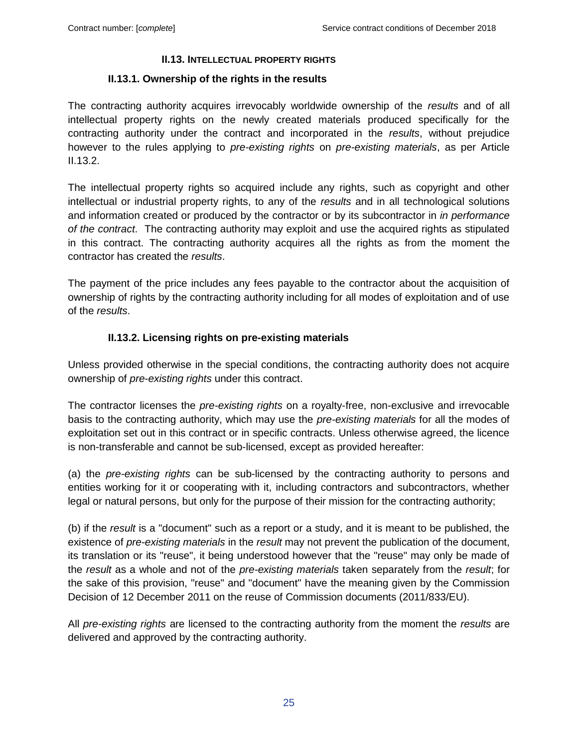## II.13. INTELLECTUAL PROPERTY RIGHTS

### II.13.1. Ownership of the rights in the results

The contracting authority acquires irrevocably worldwide ownership of the *results* and of all intellectual property rights on the newly created materials produced specifically for the contracting authority under the contract and incorporated in the *results*, without prejudice however to the rules applying to *pre-existing rights* on *pre-existing materials*, as per Article II.13.2.

The intellectual property rights so acquired include any rights, such as copyright and other intellectual or industrial property rights, to any of the *results* and in all technological solutions and information created or produced by the contractor or by its subcontractor in *in performance of the contract*. The contracting authority may exploit and use the acquired rights as stipulated in this contract. The contracting authority acquires all the rights as from the moment the contractor has created the *results*.

The payment of the price includes any fees payable to the contractor about the acquisition of ownership of rights by the contracting authority including for all modes of exploitation and of use of the *results*.

### II.13.2. Licensing rights on pre-existing materials

Unless provided otherwise in the special conditions, the contracting authority does not acquire ownership of *pre-existing rights* under this contract.

The contractor licenses the *pre-existing rights* on a royalty-free, non-exclusive and irrevocable basis to the contracting authority, which may use the *pre-existing materials* for all the modes of exploitation set out in this contract or in specific contracts. Unless otherwise agreed, the licence is non-transferable and cannot be sub-licensed, except as provided hereafter:

(a) the *pre-existing rights* can be sub-licensed by the contracting authority to persons and entities working for it or cooperating with it, including contractors and subcontractors, whether legal or natural persons, but only for the purpose of their mission for the contracting authority;

(b) if the *result* is a "document" such as a report or a study, and it is meant to be published, the existence of *pre-existing materials* in the *result* may not prevent the publication of the document, its translation or its "reuse", it being understood however that the "reuse" may only be made of the *result* as a whole and not of the *pre-existing materials* taken separately from the *result*; for the sake of this provision, "reuse" and "document" have the meaning given by the Commission Decision of 12 December 2011 on the reuse of Commission documents (2011/833/EU).

All *pre-existing rights* are licensed to the contracting authority from the moment the *results* are delivered and approved by the contracting authority.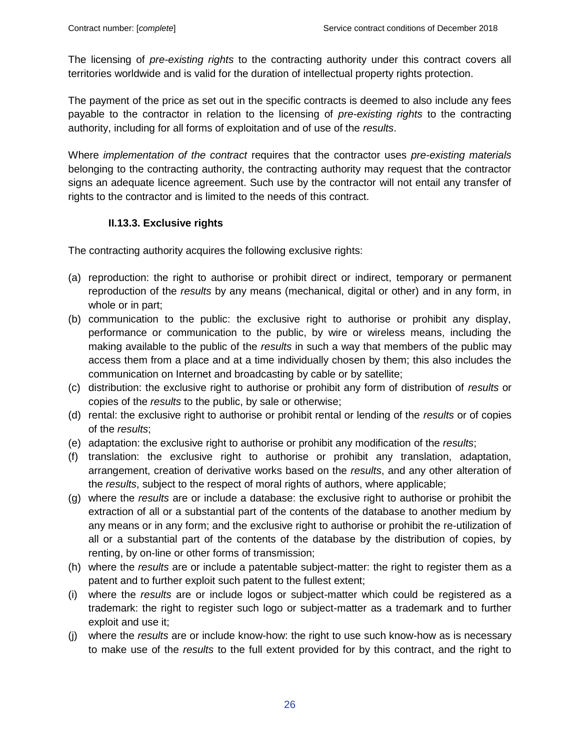The licensing of *pre-existing rights* to the contracting authority under this contract covers all territories worldwide and is valid for the duration of intellectual property rights protection.

The payment of the price as set out in the specific contracts is deemed to also include any fees payable to the contractor in relation to the licensing of *pre-existing rights* to the contracting authority, including for all forms of exploitation and of use of the *results*.

Where *implementation of the contract* requires that the contractor uses *pre-existing materials* belonging to the contracting authority, the contracting authority may request that the contractor signs an adequate licence agreement. Such use by the contractor will not entail any transfer of rights to the contractor and is limited to the needs of this contract.

#### II.13.3. Exclusive rights

The contracting authority acquires the following exclusive rights:

(a) reproduction: the right to authorise or prohibit direct or indirect, temporary or permanent reproduction of the *results* by any means (mechanical, digital or other) and in any form, in whole or in part;

(b) communication to the public: the exclusive right to authorise or prohibit any display, performance or communication to the public, by wire or wireless means, including the making available to the public of the *results* in such a way that members of the public may access them from a place and at a time individually chosen by them; this also includes the communication on Internet and broadcasting by cable or by satellite;

(c) distribution: the exclusive right to authorise or prohibit any form of distribution of *results* or copies of the *results* to the public, by sale or otherwise;

(d) rental: the exclusive right to authorise or prohibit rental or lending of the *results* or of copies of the *results*;

(e) adaptation: the exclusive right to authorise or prohibit any modification of the *results*;

(f) translation: the exclusive right to authorise or prohibit any translation, adaptation, arrangement, creation of derivative works based on the *results*, and any other alteration of the *results*, subject to the respect of moral rights of authors, where applicable;

(g) where the *results* are or include a database: the exclusive right to authorise or prohibit the extraction of all or a substantial part of the contents of the database to another medium by any means or in any form; and the exclusive right to authorise or prohibit the re-utilization of all or a substantial part of the contents of the database by the distribution of copies, by renting, by on-line or other forms of transmission;

(h) where the *results* are or include a patentable subject-matter: the right to register them as a patent and to further exploit such patent to the fullest extent;

(i) where the *results* are or include logos or subject-matter which could be registered as a trademark: the right to register such logo or subject-matter as a trademark and to further exploit and use it;

(j) where the *results* are or include know-how: the right to use such know-how as is necessary to make use of the *results* to the full extent provided for by this contract, and the right to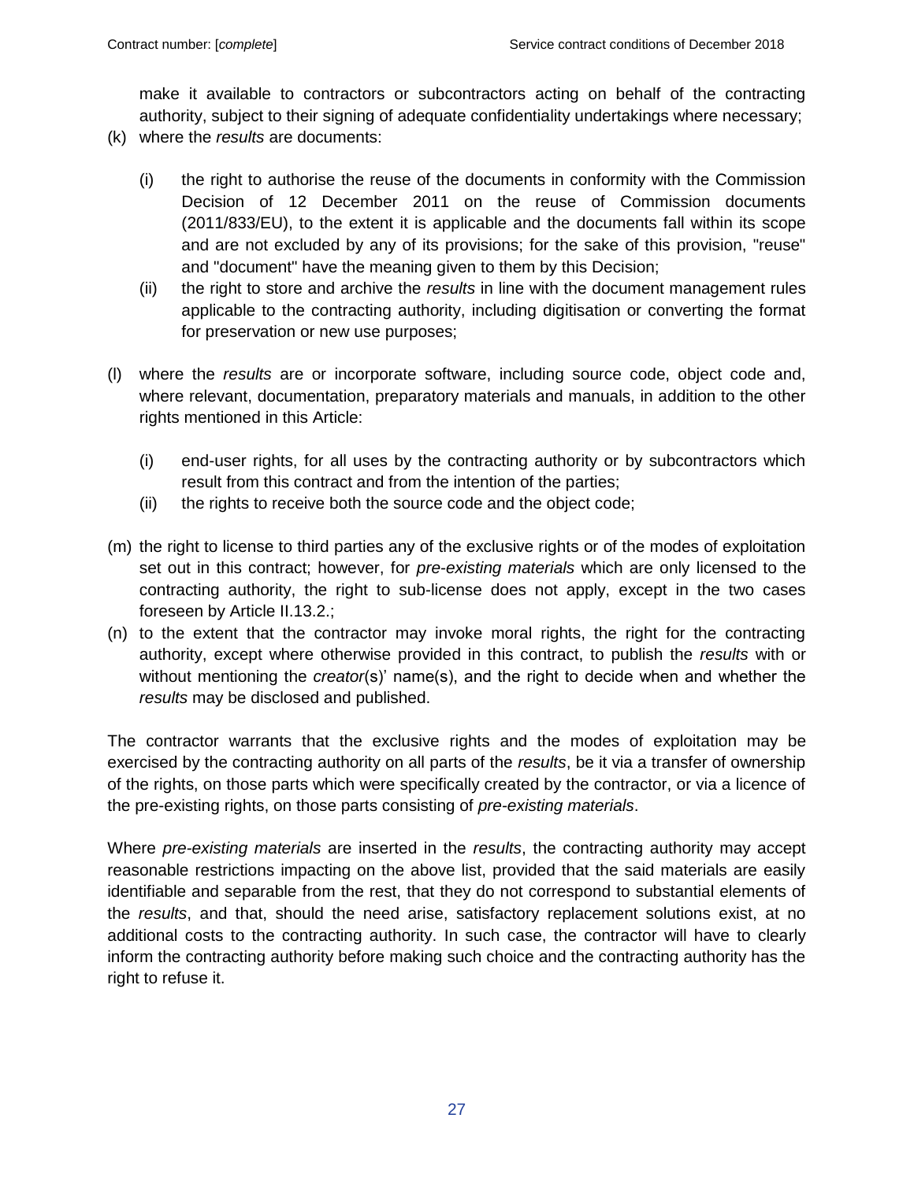make it available to contractors or subcontractors acting on behalf of the contracting authority, subject to their signing of adequate confidentiality undertakings where necessary;

(k) where the *results* are documents:

   (i) the right to authorise the reuse of the documents in conformity with the Commission Decision of 12 December 2011 on the reuse of Commission documents (2011/833/EU), to the extent it is applicable and the documents fall within its scope and are not excluded by any of its provisions; for the sake of this provision, "reuse" and "document" have the meaning given to them by this Decision;

   (ii) the right to store and archive the *results* in line with the document management rules applicable to the contracting authority, including digitisation or converting the format for preservation or new use purposes;

(l) where the *results* are or incorporate software, including source code, object code and, where relevant, documentation, preparatory materials and manuals, in addition to the other rights mentioned in this Article:

   (i) end-user rights, for all uses by the contracting authority or by subcontractors which result from this contract and from the intention of the parties;

   (ii) the rights to receive both the source code and the object code;

(m) the right to license to third parties any of the exclusive rights or of the modes of exploitation set out in this contract; however, for *pre-existing materials* which are only licensed to the contracting authority, the right to sub-license does not apply, except in the two cases foreseen by Article II.13.2.;

(n) to the extent that the contractor may invoke moral rights, the right for the contracting authority, except where otherwise provided in this contract, to publish the *results* with or without mentioning the *creator*(s)' name(s), and the right to decide when and whether the *results* may be disclosed and published.

The contractor warrants that the exclusive rights and the modes of exploitation may be exercised by the contracting authority on all parts of the *results*, be it via a transfer of ownership of the rights, on those parts which were specifically created by the contractor, or via a licence of the pre-existing rights, on those parts consisting of *pre-existing materials*.

Where *pre-existing materials* are inserted in the *results*, the contracting authority may accept reasonable restrictions impacting on the above list, provided that the said materials are easily identifiable and separable from the rest, that they do not correspond to substantial elements of the *results*, and that, should the need arise, satisfactory replacement solutions exist, at no additional costs to the contracting authority. In such case, the contractor will have to clearly inform the contracting authority before making such choice and the contracting authority has the right to refuse it.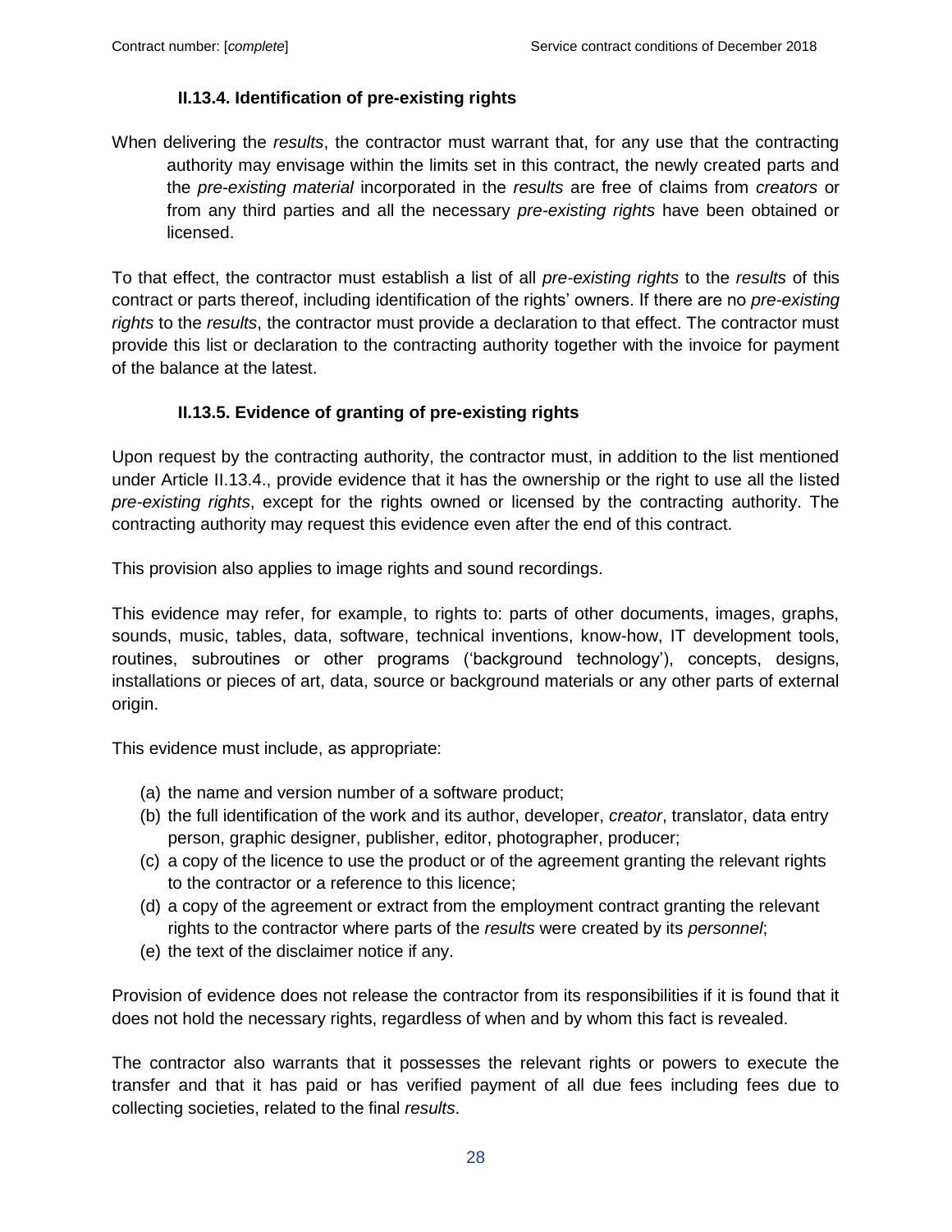#### II.13.4. Identification of pre-existing rights

When delivering the *results*, the contractor must warrant that, for any use that the contracting authority may envisage within the limits set in this contract, the newly created parts and the *pre-existing material* incorporated in the *results* are free of claims from *creators* or from any third parties and all the necessary *pre-existing rights* have been obtained or licensed.

To that effect, the contractor must establish a list of all *pre-existing rights* to the *results* of this contract or parts thereof, including identification of the rights' owners. If there are no *pre-existing rights* to the *results*, the contractor must provide a declaration to that effect. The contractor must provide this list or declaration to the contracting authority together with the invoice for payment of the balance at the latest.

#### II.13.5. Evidence of granting of pre-existing rights

Upon request by the contracting authority, the contractor must, in addition to the list mentioned under Article II.13.4., provide evidence that it has the ownership or the right to use all the listed *pre-existing rights*, except for the rights owned or licensed by the contracting authority. The contracting authority may request this evidence even after the end of this contract.

This provision also applies to image rights and sound recordings.

This evidence may refer, for example, to rights to: parts of other documents, images, graphs, sounds, music, tables, data, software, technical inventions, know-how, IT development tools, routines, subroutines or other programs ('background technology'), concepts, designs, installations or pieces of art, data, source or background materials or any other parts of external origin.

This evidence must include, as appropriate:

(a) the name and version number of a software product;
(b) the full identification of the work and its author, developer, *creator*, translator, data entry person, graphic designer, publisher, editor, photographer, producer;
(c) a copy of the licence to use the product or of the agreement granting the relevant rights to the contractor or a reference to this licence;
(d) a copy of the agreement or extract from the employment contract granting the relevant rights to the contractor where parts of the *results* were created by its *personnel*;
(e) the text of the disclaimer notice if any.

Provision of evidence does not release the contractor from its responsibilities if it is found that it does not hold the necessary rights, regardless of when and by whom this fact is revealed.

The contractor also warrants that it possesses the relevant rights or powers to execute the transfer and that it has paid or has verified payment of all due fees including fees due to collecting societies, related to the final *results*.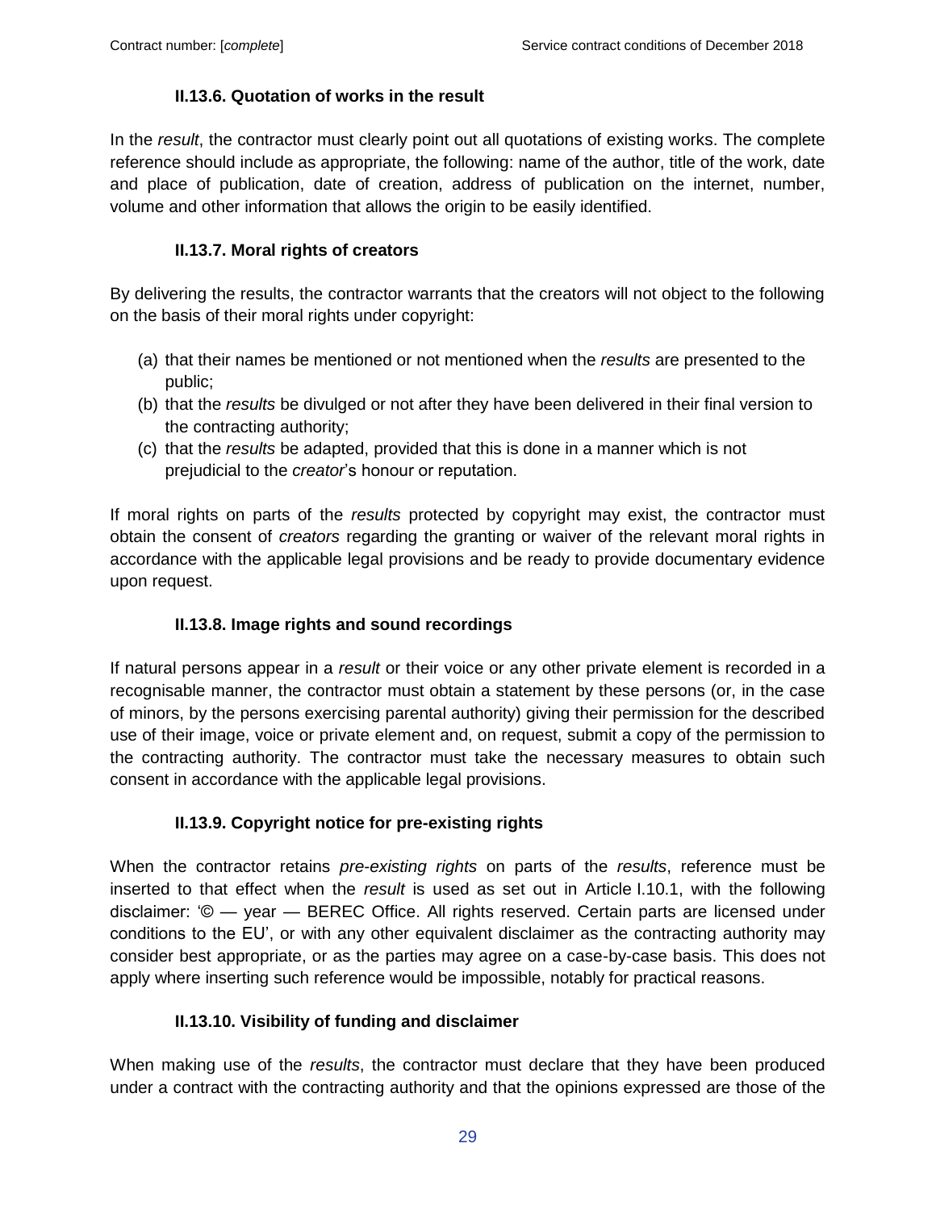#### II.13.6. Quotation of works in the result

In the *result*, the contractor must clearly point out all quotations of existing works. The complete reference should include as appropriate, the following: name of the author, title of the work, date and place of publication, date of creation, address of publication on the internet, number, volume and other information that allows the origin to be easily identified.

#### II.13.7. Moral rights of creators

By delivering the results, the contractor warrants that the creators will not object to the following on the basis of their moral rights under copyright:

(a) that their names be mentioned or not mentioned when the *results* are presented to the public;
(b) that the *results* be divulged or not after they have been delivered in their final version to the contracting authority;
(c) that the *results* be adapted, provided that this is done in a manner which is not prejudicial to the *creator*'s honour or reputation.

If moral rights on parts of the *results* protected by copyright may exist, the contractor must obtain the consent of *creators* regarding the granting or waiver of the relevant moral rights in accordance with the applicable legal provisions and be ready to provide documentary evidence upon request.

#### II.13.8. Image rights and sound recordings

If natural persons appear in a *result* or their voice or any other private element is recorded in a recognisable manner, the contractor must obtain a statement by these persons (or, in the case of minors, by the persons exercising parental authority) giving their permission for the described use of their image, voice or private element and, on request, submit a copy of the permission to the contracting authority. The contractor must take the necessary measures to obtain such consent in accordance with the applicable legal provisions.

#### II.13.9. Copyright notice for pre-existing rights

When the contractor retains *pre-existing rights* on parts of the *results*, reference must be inserted to that effect when the *result* is used as set out in Article I.10.1, with the following disclaimer: '© — year — BEREC Office. All rights reserved. Certain parts are licensed under conditions to the EU', or with any other equivalent disclaimer as the contracting authority may consider best appropriate, or as the parties may agree on a case-by-case basis. This does not apply where inserting such reference would be impossible, notably for practical reasons.

#### II.13.10. Visibility of funding and disclaimer

When making use of the *results*, the contractor must declare that they have been produced under a contract with the contracting authority and that the opinions expressed are those of the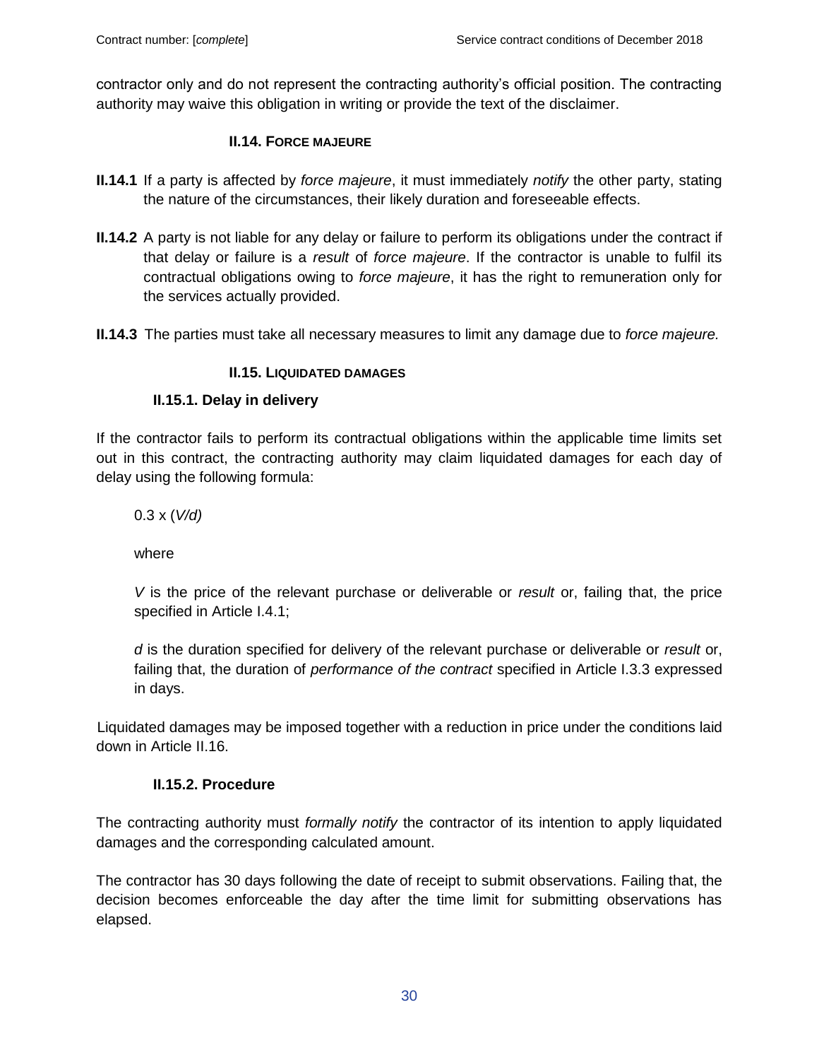contractor only and do not represent the contracting authority's official position. The contracting authority may waive this obligation in writing or provide the text of the disclaimer.

### II.14. FORCE MAJEURE

**II.14.1** If a party is affected by *force majeure*, it must immediately *notify* the other party, stating the nature of the circumstances, their likely duration and foreseeable effects.

**II.14.2** A party is not liable for any delay or failure to perform its obligations under the contract if that delay or failure is a *result* of *force majeure*. If the contractor is unable to fulfil its contractual obligations owing to *force majeure*, it has the right to remuneration only for the services actually provided.

**II.14.3** The parties must take all necessary measures to limit any damage due to *force majeure.*

### II.15. LIQUIDATED DAMAGES

#### II.15.1. Delay in delivery

If the contractor fails to perform its contractual obligations within the applicable time limits set out in this contract, the contracting authority may claim liquidated damages for each day of delay using the following formula:

$0.3 \times (V/d)$

where

*V* is the price of the relevant purchase or deliverable or *result* or, failing that, the price specified in Article I.4.1;

*d* is the duration specified for delivery of the relevant purchase or deliverable or *result* or, failing that, the duration of *performance of the contract* specified in Article I.3.3 expressed in days.

Liquidated damages may be imposed together with a reduction in price under the conditions laid down in Article II.16.

#### II.15.2. Procedure

The contracting authority must *formally notify* the contractor of its intention to apply liquidated damages and the corresponding calculated amount.

The contractor has 30 days following the date of receipt to submit observations. Failing that, the decision becomes enforceable the day after the time limit for submitting observations has elapsed.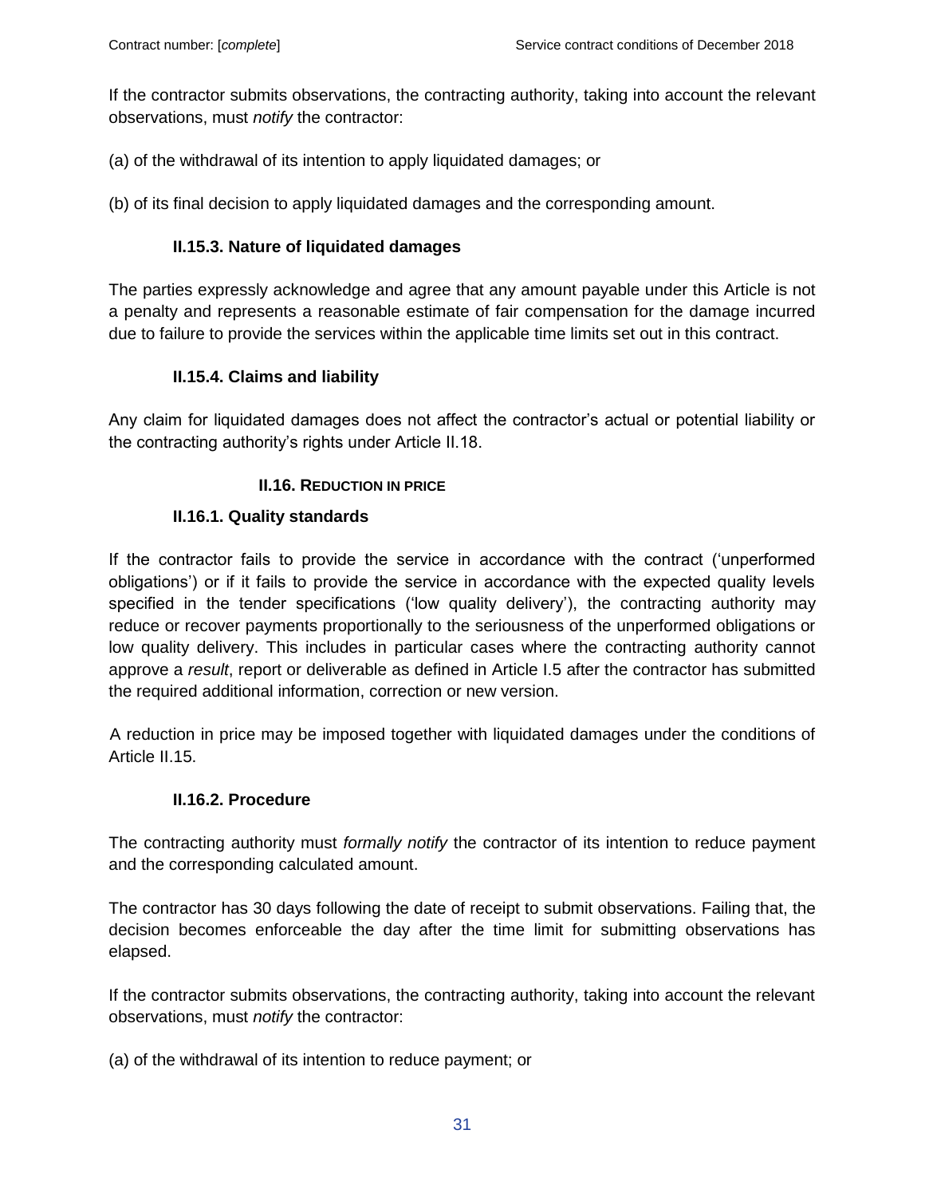If the contractor submits observations, the contracting authority, taking into account the relevant observations, must *notify* the contractor:

(a) of the withdrawal of its intention to apply liquidated damages; or

(b) of its final decision to apply liquidated damages and the corresponding amount.

#### II.15.3. Nature of liquidated damages

The parties expressly acknowledge and agree that any amount payable under this Article is not a penalty and represents a reasonable estimate of fair compensation for the damage incurred due to failure to provide the services within the applicable time limits set out in this contract.

#### II.15.4. Claims and liability

Any claim for liquidated damages does not affect the contractor's actual or potential liability or the contracting authority's rights under Article II.18.

### II.16. REDUCTION IN PRICE

#### II.16.1. Quality standards

If the contractor fails to provide the service in accordance with the contract ('unperformed obligations') or if it fails to provide the service in accordance with the expected quality levels specified in the tender specifications ('low quality delivery'), the contracting authority may reduce or recover payments proportionally to the seriousness of the unperformed obligations or low quality delivery. This includes in particular cases where the contracting authority cannot approve a *result*, report or deliverable as defined in Article I.5 after the contractor has submitted the required additional information, correction or new version.

A reduction in price may be imposed together with liquidated damages under the conditions of Article II.15.

#### II.16.2. Procedure

The contracting authority must *formally notify* the contractor of its intention to reduce payment and the corresponding calculated amount.

The contractor has 30 days following the date of receipt to submit observations. Failing that, the decision becomes enforceable the day after the time limit for submitting observations has elapsed.

If the contractor submits observations, the contracting authority, taking into account the relevant observations, must *notify* the contractor:

(a) of the withdrawal of its intention to reduce payment; or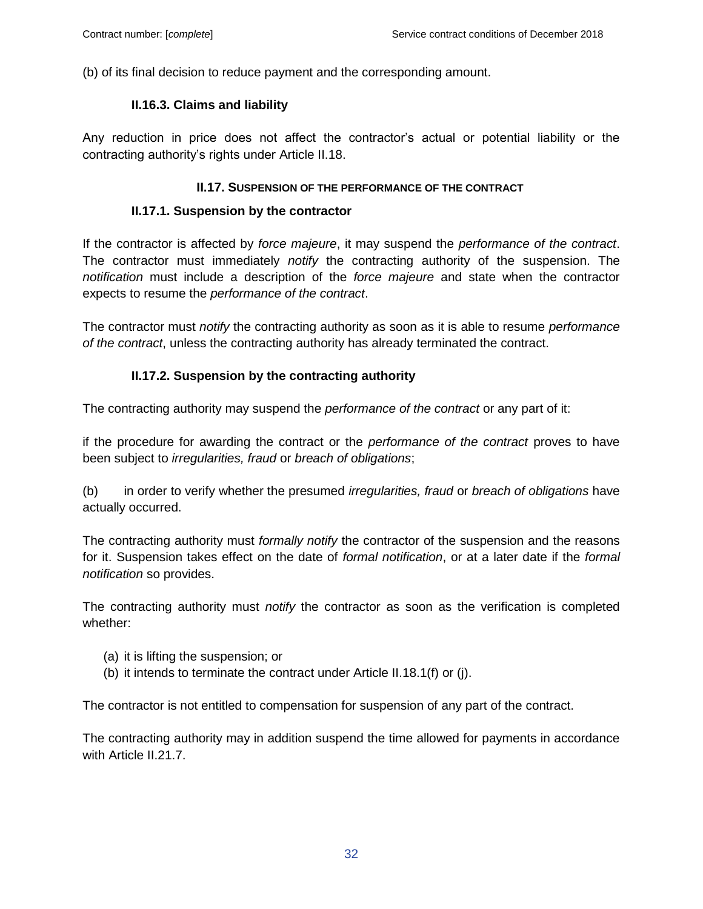(b) of its final decision to reduce payment and the corresponding amount.

### II.16.3. Claims and liability

Any reduction in price does not affect the contractor's actual or potential liability or the contracting authority's rights under Article II.18.

## II.17. SUSPENSION OF THE PERFORMANCE OF THE CONTRACT

### II.17.1. Suspension by the contractor

If the contractor is affected by *force majeure*, it may suspend the *performance of the contract*. The contractor must immediately *notify* the contracting authority of the suspension. The *notification* must include a description of the *force majeure* and state when the contractor expects to resume the *performance of the contract*.

The contractor must *notify* the contracting authority as soon as it is able to resume *performance of the contract*, unless the contracting authority has already terminated the contract.

### II.17.2. Suspension by the contracting authority

The contracting authority may suspend the *performance of the contract* or any part of it:

if the procedure for awarding the contract or the *performance of the contract* proves to have been subject to *irregularities, fraud* or *breach of obligations*;

(b) in order to verify whether the presumed *irregularities, fraud* or *breach of obligations* have actually occurred.

The contracting authority must *formally notify* the contractor of the suspension and the reasons for it. Suspension takes effect on the date of *formal notification*, or at a later date if the *formal notification* so provides.

The contracting authority must *notify* the contractor as soon as the verification is completed whether:

(a) it is lifting the suspension; or
(b) it intends to terminate the contract under Article II.18.1(f) or (j).

The contractor is not entitled to compensation for suspension of any part of the contract.

The contracting authority may in addition suspend the time allowed for payments in accordance with Article II.21.7.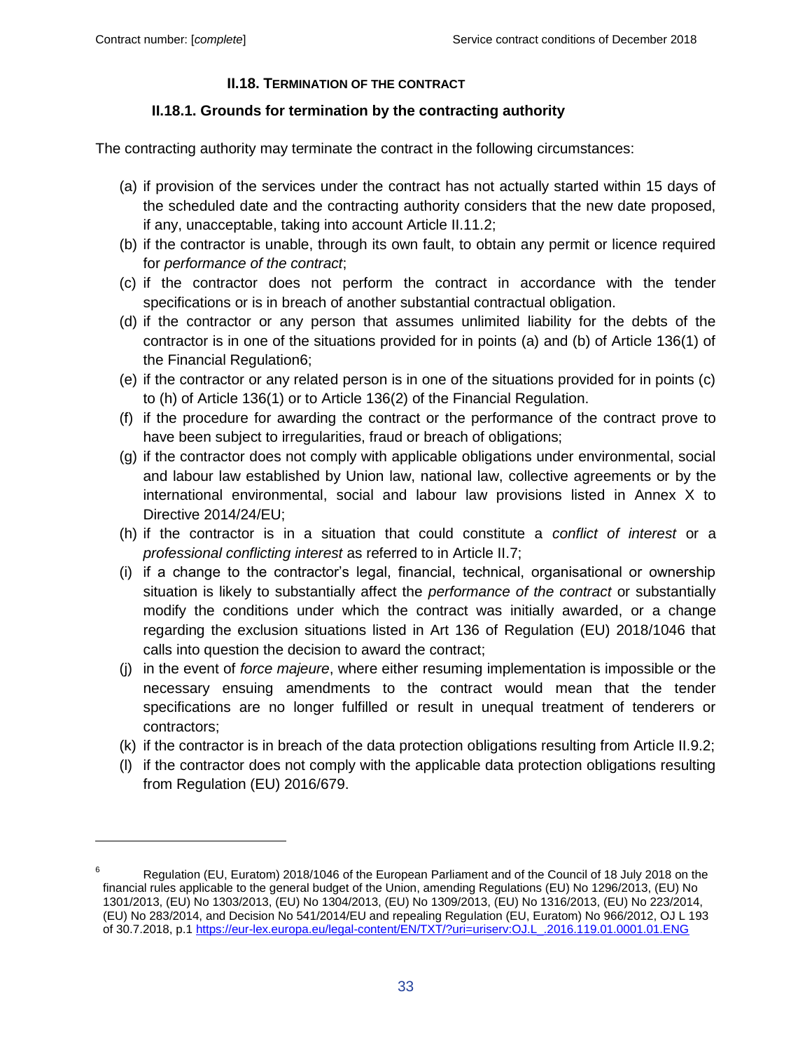### II.18. TERMINATION OF THE CONTRACT

#### II.18.1. Grounds for termination by the contracting authority

The contracting authority may terminate the contract in the following circumstances:

(a) if provision of the services under the contract has not actually started within 15 days of the scheduled date and the contracting authority considers that the new date proposed, if any, unacceptable, taking into account Article II.11.2;

(b) if the contractor is unable, through its own fault, to obtain any permit or licence required for *performance of the contract*;

(c) if the contractor does not perform the contract in accordance with the tender specifications or is in breach of another substantial contractual obligation.

(d) if the contractor or any person that assumes unlimited liability for the debts of the contractor is in one of the situations provided for in points (a) and (b) of Article 136(1) of the Financial Regulation[6];

(e) if the contractor or any related person is in one of the situations provided for in points (c) to (h) of Article 136(1) or to Article 136(2) of the Financial Regulation.

(f) if the procedure for awarding the contract or the performance of the contract prove to have been subject to irregularities, fraud or breach of obligations;

(g) if the contractor does not comply with applicable obligations under environmental, social and labour law established by Union law, national law, collective agreements or by the international environmental, social and labour law provisions listed in Annex X to Directive 2014/24/EU;

(h) if the contractor is in a situation that could constitute a *conflict of interest* or a *professional conflicting interest* as referred to in Article II.7;

(i) if a change to the contractor's legal, financial, technical, organisational or ownership situation is likely to substantially affect the *performance of the contract* or substantially modify the conditions under which the contract was initially awarded, or a change regarding the exclusion situations listed in Art 136 of Regulation (EU) 2018/1046 that calls into question the decision to award the contract;

(j) in the event of *force majeure*, where either resuming implementation is impossible or the necessary ensuing amendments to the contract would mean that the tender specifications are no longer fulfilled or result in unequal treatment of tenderers or contractors;

(k) if the contractor is in breach of the data protection obligations resulting from Article II.9.2;

(l) if the contractor does not comply with the applicable data protection obligations resulting from Regulation (EU) 2016/679.

---

[6] Regulation (EU, Euratom) 2018/1046 of the European Parliament and of the Council of 18 July 2018 on the financial rules applicable to the general budget of the Union, amending Regulations (EU) No 1296/2013, (EU) No 1301/2013, (EU) No 1303/2013, (EU) No 1304/2013, (EU) No 1309/2013, (EU) No 1316/2013, (EU) No 223/2014, (EU) No 283/2014, and Decision No 541/2014/EU and repealing Regulation (EU, Euratom) No 966/2012, OJ L 193 of 30.7.2018, p.1 https://eur-lex.europa.eu/legal-content/EN/TXT/?uri=uriserv:OJ.L_.2016.119.01.0001.01.ENG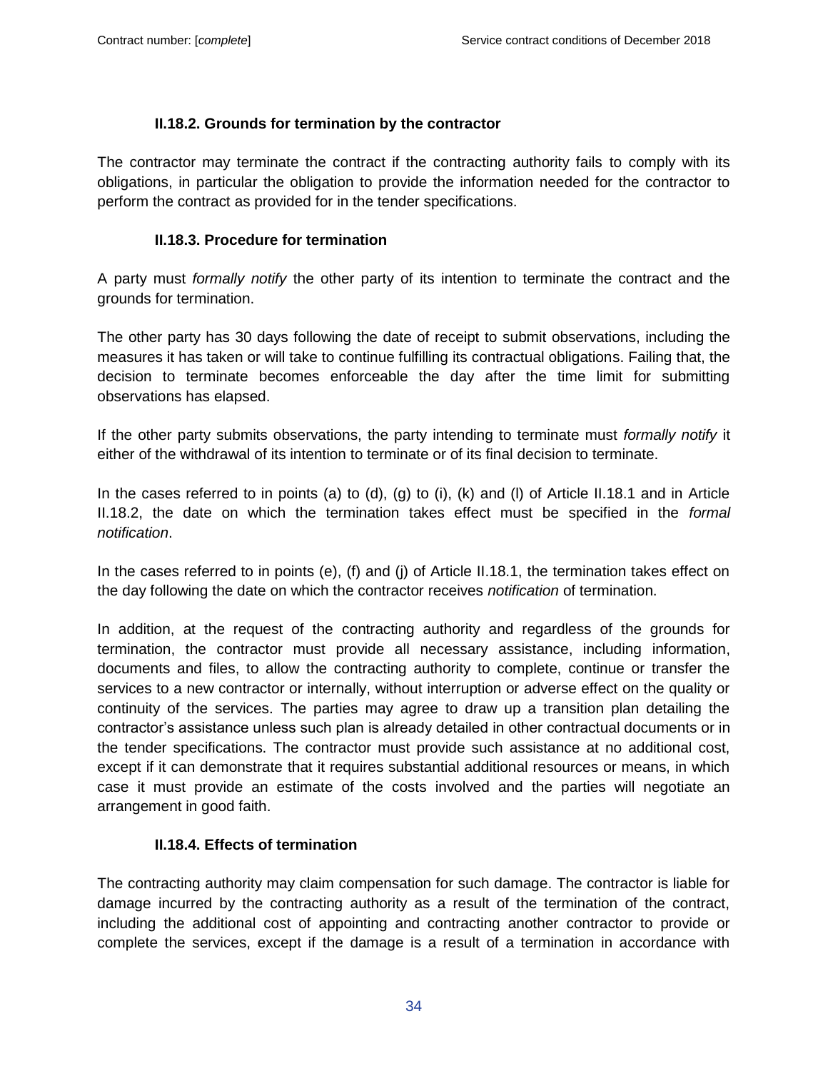### II.18.2. Grounds for termination by the contractor

The contractor may terminate the contract if the contracting authority fails to comply with its obligations, in particular the obligation to provide the information needed for the contractor to perform the contract as provided for in the tender specifications.

### II.18.3. Procedure for termination

A party must *formally notify* the other party of its intention to terminate the contract and the grounds for termination.

The other party has 30 days following the date of receipt to submit observations, including the measures it has taken or will take to continue fulfilling its contractual obligations. Failing that, the decision to terminate becomes enforceable the day after the time limit for submitting observations has elapsed.

If the other party submits observations, the party intending to terminate must *formally notify* it either of the withdrawal of its intention to terminate or of its final decision to terminate.

In the cases referred to in points (a) to (d), (g) to (i), (k) and (l) of Article II.18.1 and in Article II.18.2, the date on which the termination takes effect must be specified in the *formal notification*.

In the cases referred to in points (e), (f) and (j) of Article II.18.1, the termination takes effect on the day following the date on which the contractor receives *notification* of termination.

In addition, at the request of the contracting authority and regardless of the grounds for termination, the contractor must provide all necessary assistance, including information, documents and files, to allow the contracting authority to complete, continue or transfer the services to a new contractor or internally, without interruption or adverse effect on the quality or continuity of the services. The parties may agree to draw up a transition plan detailing the contractor's assistance unless such plan is already detailed in other contractual documents or in the tender specifications. The contractor must provide such assistance at no additional cost, except if it can demonstrate that it requires substantial additional resources or means, in which case it must provide an estimate of the costs involved and the parties will negotiate an arrangement in good faith.

### II.18.4. Effects of termination

The contracting authority may claim compensation for such damage. The contractor is liable for damage incurred by the contracting authority as a result of the termination of the contract, including the additional cost of appointing and contracting another contractor to provide or complete the services, except if the damage is a result of a termination in accordance with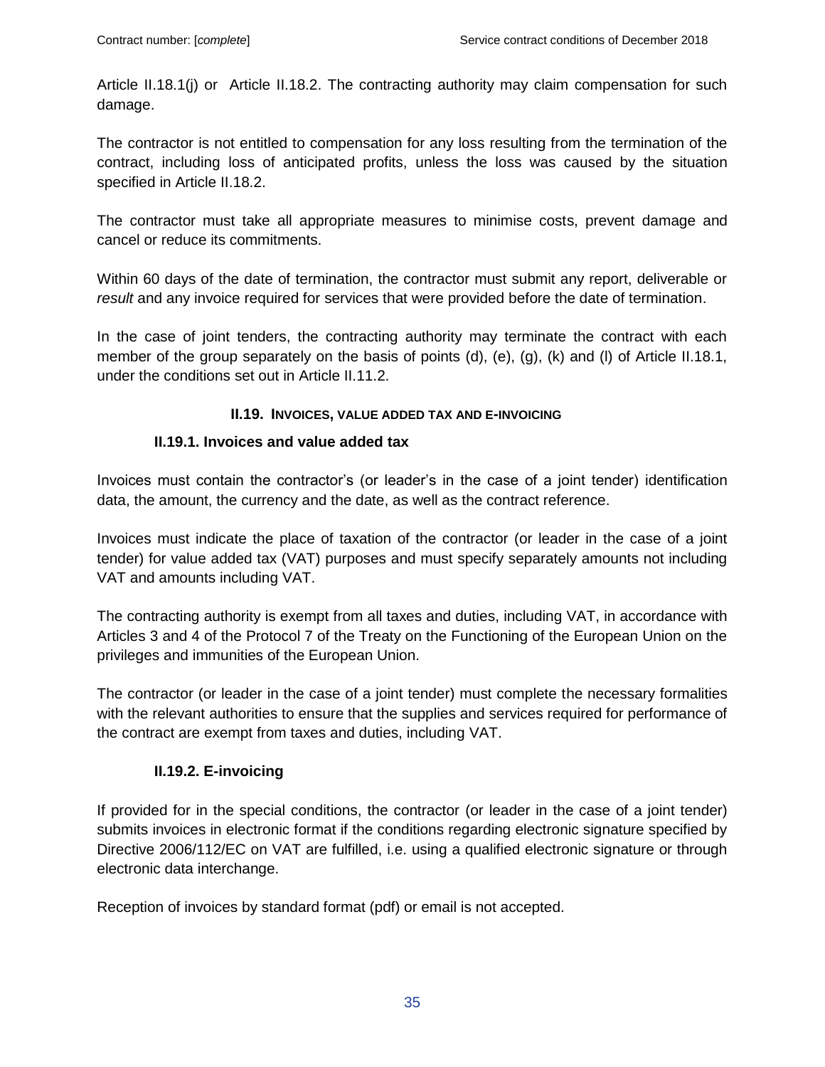Article II.18.1(j) or Article II.18.2. The contracting authority may claim compensation for such damage.

The contractor is not entitled to compensation for any loss resulting from the termination of the contract, including loss of anticipated profits, unless the loss was caused by the situation specified in Article II.18.2.

The contractor must take all appropriate measures to minimise costs, prevent damage and cancel or reduce its commitments.

Within 60 days of the date of termination, the contractor must submit any report, deliverable or *result* and any invoice required for services that were provided before the date of termination.

In the case of joint tenders, the contracting authority may terminate the contract with each member of the group separately on the basis of points (d), (e), (g), (k) and (l) of Article II.18.1, under the conditions set out in Article II.11.2.

## II.19. INVOICES, VALUE ADDED TAX AND E-INVOICING

### II.19.1. Invoices and value added tax

Invoices must contain the contractor's (or leader's in the case of a joint tender) identification data, the amount, the currency and the date, as well as the contract reference.

Invoices must indicate the place of taxation of the contractor (or leader in the case of a joint tender) for value added tax (VAT) purposes and must specify separately amounts not including VAT and amounts including VAT.

The contracting authority is exempt from all taxes and duties, including VAT, in accordance with Articles 3 and 4 of the Protocol 7 of the Treaty on the Functioning of the European Union on the privileges and immunities of the European Union.

The contractor (or leader in the case of a joint tender) must complete the necessary formalities with the relevant authorities to ensure that the supplies and services required for performance of the contract are exempt from taxes and duties, including VAT.

### II.19.2. E-invoicing

If provided for in the special conditions, the contractor (or leader in the case of a joint tender) submits invoices in electronic format if the conditions regarding electronic signature specified by Directive 2006/112/EC on VAT are fulfilled, i.e. using a qualified electronic signature or through electronic data interchange.

Reception of invoices by standard format (pdf) or email is not accepted.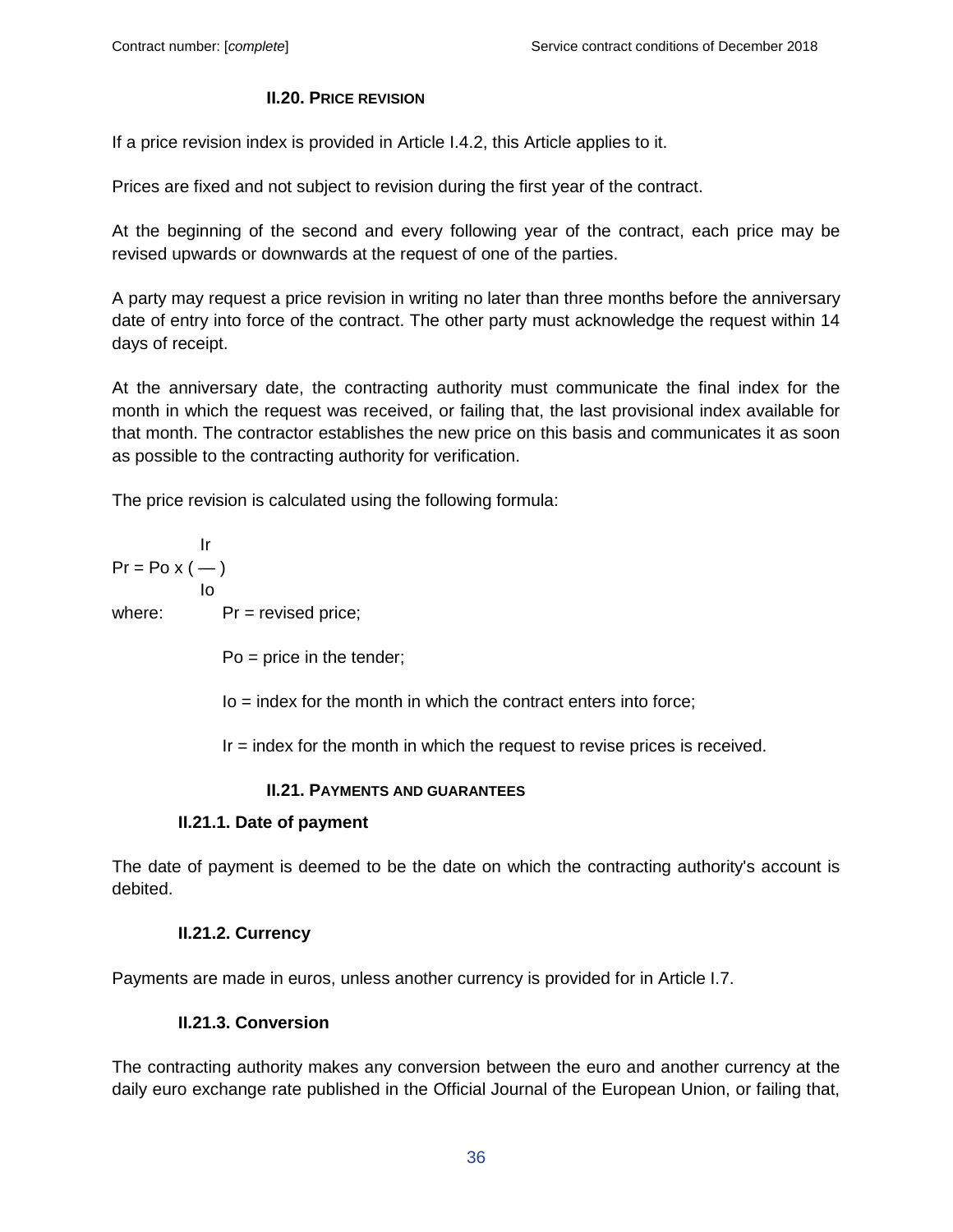### II.20. PRICE REVISION

If a price revision index is provided in Article I.4.2, this Article applies to it.

Prices are fixed and not subject to revision during the first year of the contract.

At the beginning of the second and every following year of the contract, each price may be revised upwards or downwards at the request of one of the parties.

A party may request a price revision in writing no later than three months before the anniversary date of entry into force of the contract. The other party must acknowledge the request within 14 days of receipt.

At the anniversary date, the contracting authority must communicate the final index for the month in which the request was received, or failing that, the last provisional index available for that month. The contractor establishes the new price on this basis and communicates it as soon as possible to the contracting authority for verification.

The price revision is calculated using the following formula:

$$Pr = Po \times \left( \frac{Ir}{Io} \right)$$

where: $Pr$ = revised price;

$Po$ = price in the tender;

$Io$ = index for the month in which the contract enters into force;

$Ir$ = index for the month in which the request to revise prices is received.

### II.21. PAYMENTS AND GUARANTEES

#### II.21.1. Date of payment

The date of payment is deemed to be the date on which the contracting authority's account is debited.

#### II.21.2. Currency

Payments are made in euros, unless another currency is provided for in Article I.7.

#### II.21.3. Conversion

The contracting authority makes any conversion between the euro and another currency at the daily euro exchange rate published in the Official Journal of the European Union, or failing that,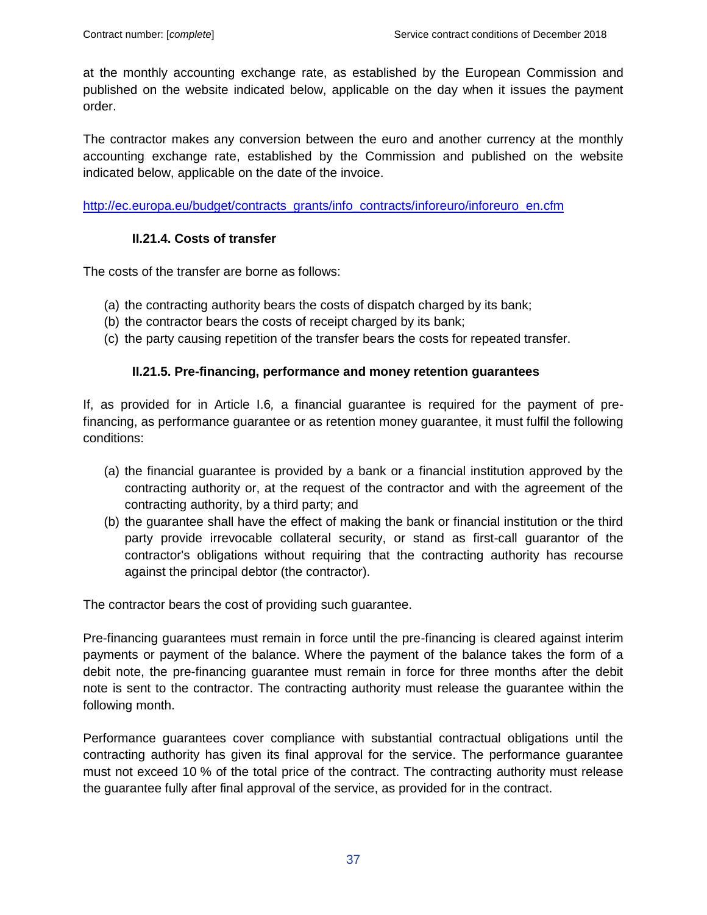at the monthly accounting exchange rate, as established by the European Commission and published on the website indicated below, applicable on the day when it issues the payment order.

The contractor makes any conversion between the euro and another currency at the monthly accounting exchange rate, established by the Commission and published on the website indicated below, applicable on the date of the invoice.

http://ec.europa.eu/budget/contracts_grants/info_contracts/inforeuro/inforeuro_en.cfm

### II.21.4. Costs of transfer

The costs of the transfer are borne as follows:

(a) the contracting authority bears the costs of dispatch charged by its bank;
(b) the contractor bears the costs of receipt charged by its bank;
(c) the party causing repetition of the transfer bears the costs for repeated transfer.

### II.21.5. Pre-financing, performance and money retention guarantees

If, as provided for in Article I.6*,* a financial guarantee is required for the payment of pre-financing, as performance guarantee or as retention money guarantee, it must fulfil the following conditions:

(a) the financial guarantee is provided by a bank or a financial institution approved by the contracting authority or, at the request of the contractor and with the agreement of the contracting authority, by a third party; and
(b) the guarantee shall have the effect of making the bank or financial institution or the third party provide irrevocable collateral security, or stand as first-call guarantor of the contractor's obligations without requiring that the contracting authority has recourse against the principal debtor (the contractor).

The contractor bears the cost of providing such guarantee.

Pre-financing guarantees must remain in force until the pre-financing is cleared against interim payments or payment of the balance. Where the payment of the balance takes the form of a debit note, the pre-financing guarantee must remain in force for three months after the debit note is sent to the contractor. The contracting authority must release the guarantee within the following month.

Performance guarantees cover compliance with substantial contractual obligations until the contracting authority has given its final approval for the service. The performance guarantee must not exceed 10 % of the total price of the contract. The contracting authority must release the guarantee fully after final approval of the service, as provided for in the contract.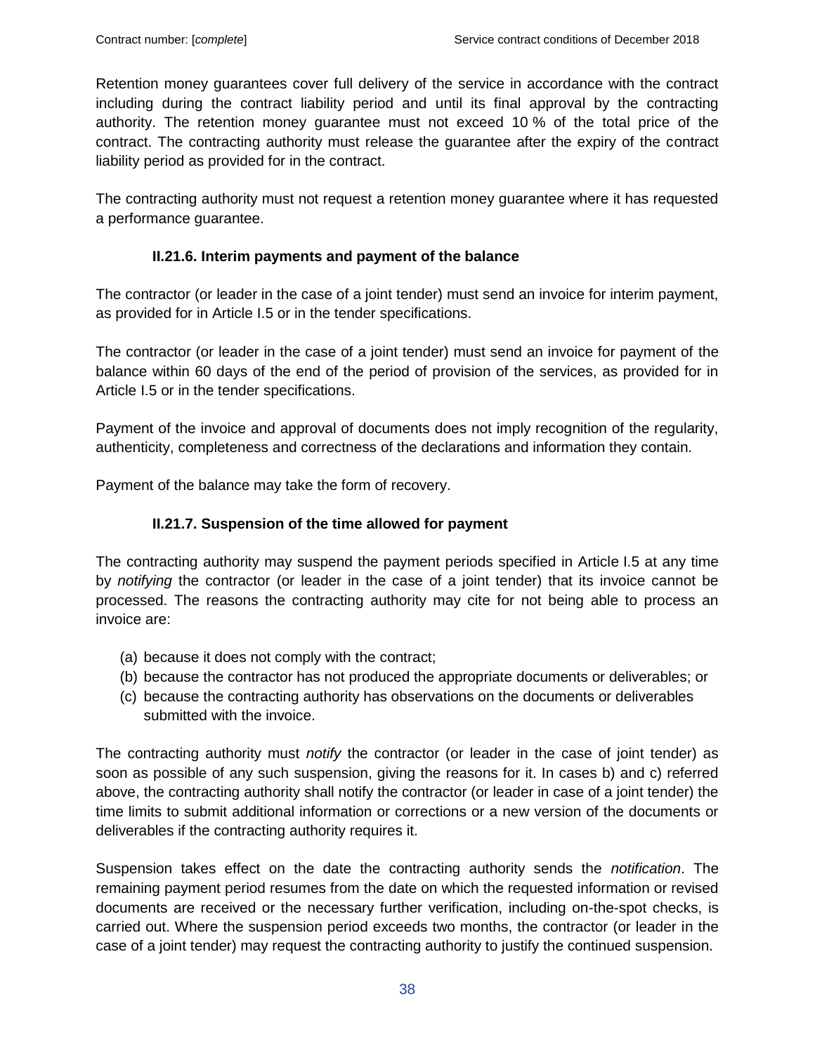Retention money guarantees cover full delivery of the service in accordance with the contract including during the contract liability period and until its final approval by the contracting authority. The retention money guarantee must not exceed 10 % of the total price of the contract. The contracting authority must release the guarantee after the expiry of the contract liability period as provided for in the contract.

The contracting authority must not request a retention money guarantee where it has requested a performance guarantee.

### II.21.6. Interim payments and payment of the balance

The contractor (or leader in the case of a joint tender) must send an invoice for interim payment, as provided for in Article I.5 or in the tender specifications.

The contractor (or leader in the case of a joint tender) must send an invoice for payment of the balance within 60 days of the end of the period of provision of the services, as provided for in Article I.5 or in the tender specifications.

Payment of the invoice and approval of documents does not imply recognition of the regularity, authenticity, completeness and correctness of the declarations and information they contain.

Payment of the balance may take the form of recovery.

### II.21.7. Suspension of the time allowed for payment

The contracting authority may suspend the payment periods specified in Article I.5 at any time by *notifying* the contractor (or leader in the case of a joint tender) that its invoice cannot be processed. The reasons the contracting authority may cite for not being able to process an invoice are:

(a) because it does not comply with the contract;
(b) because the contractor has not produced the appropriate documents or deliverables; or
(c) because the contracting authority has observations on the documents or deliverables submitted with the invoice.

The contracting authority must *notify* the contractor (or leader in the case of joint tender) as soon as possible of any such suspension, giving the reasons for it. In cases b) and c) referred above, the contracting authority shall notify the contractor (or leader in case of a joint tender) the time limits to submit additional information or corrections or a new version of the documents or deliverables if the contracting authority requires it.

Suspension takes effect on the date the contracting authority sends the *notification*. The remaining payment period resumes from the date on which the requested information or revised documents are received or the necessary further verification, including on-the-spot checks, is carried out. Where the suspension period exceeds two months, the contractor (or leader in the case of a joint tender) may request the contracting authority to justify the continued suspension.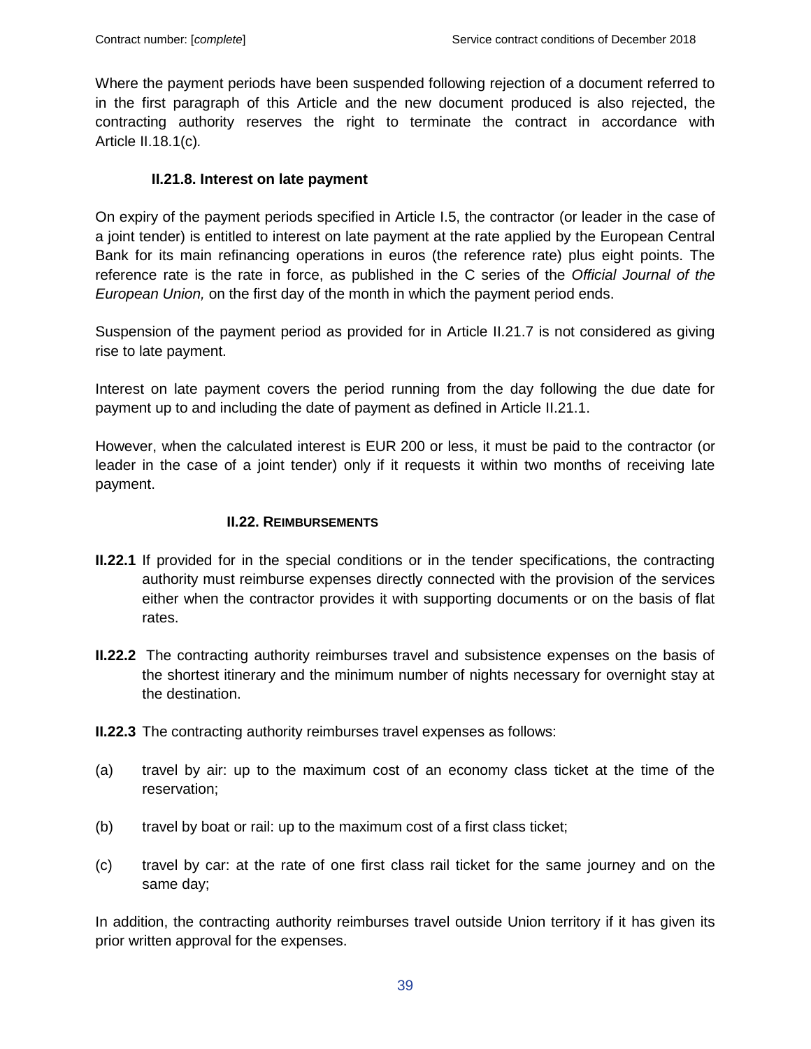Where the payment periods have been suspended following rejection of a document referred to in the first paragraph of this Article and the new document produced is also rejected, the contracting authority reserves the right to terminate the contract in accordance with Article II.18.1(c).

#### II.21.8. Interest on late payment

On expiry of the payment periods specified in Article I.5, the contractor (or leader in the case of a joint tender) is entitled to interest on late payment at the rate applied by the European Central Bank for its main refinancing operations in euros (the reference rate) plus eight points. The reference rate is the rate in force, as published in the C series of the *Official Journal of the European Union,* on the first day of the month in which the payment period ends.

Suspension of the payment period as provided for in Article II.21.7 is not considered as giving rise to late payment.

Interest on late payment covers the period running from the day following the due date for payment up to and including the date of payment as defined in Article II.21.1.

However, when the calculated interest is EUR 200 or less, it must be paid to the contractor (or leader in the case of a joint tender) only if it requests it within two months of receiving late payment.

### II.22. REIMBURSEMENTS

**II.22.1** If provided for in the special conditions or in the tender specifications, the contracting authority must reimburse expenses directly connected with the provision of the services either when the contractor provides it with supporting documents or on the basis of flat rates.

**II.22.2** The contracting authority reimburses travel and subsistence expenses on the basis of the shortest itinerary and the minimum number of nights necessary for overnight stay at the destination.

**II.22.3** The contracting authority reimburses travel expenses as follows:

(a) travel by air: up to the maximum cost of an economy class ticket at the time of the reservation;

(b) travel by boat or rail: up to the maximum cost of a first class ticket;

(c) travel by car: at the rate of one first class rail ticket for the same journey and on the same day;

In addition, the contracting authority reimburses travel outside Union territory if it has given its prior written approval for the expenses.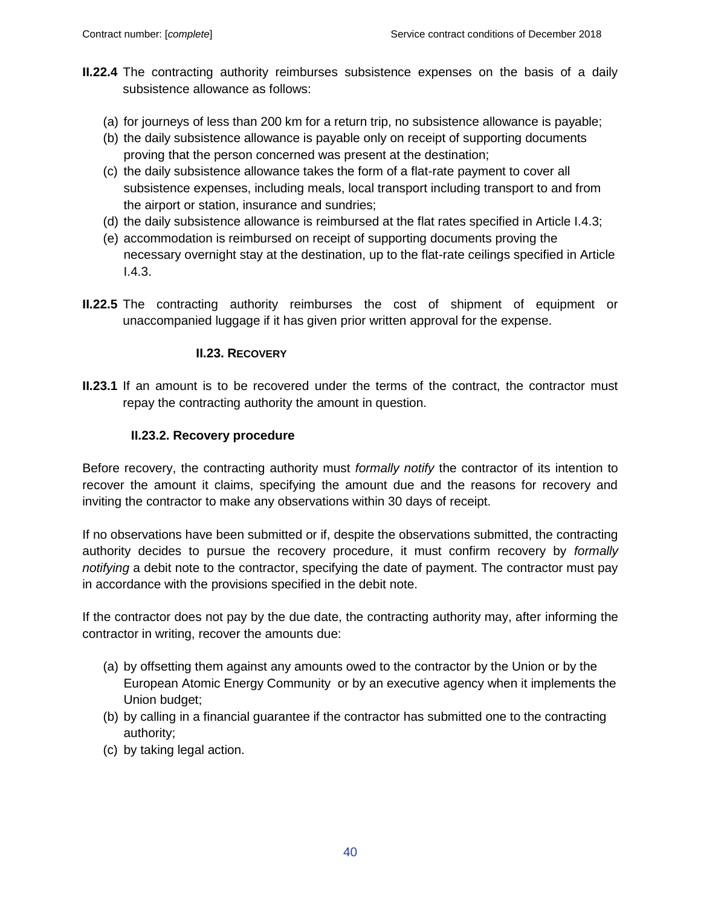**II.22.4** The contracting authority reimburses subsistence expenses on the basis of a daily subsistence allowance as follows:

(a) for journeys of less than 200 km for a return trip, no subsistence allowance is payable;
(b) the daily subsistence allowance is payable only on receipt of supporting documents proving that the person concerned was present at the destination;
(c) the daily subsistence allowance takes the form of a flat-rate payment to cover all subsistence expenses, including meals, local transport including transport to and from the airport or station, insurance and sundries;
(d) the daily subsistence allowance is reimbursed at the flat rates specified in Article I.4.3;
(e) accommodation is reimbursed on receipt of supporting documents proving the necessary overnight stay at the destination, up to the flat-rate ceilings specified in Article I.4.3.

**II.22.5** The contracting authority reimburses the cost of shipment of equipment or unaccompanied luggage if it has given prior written approval for the expense.

## II.23. Recovery

**II.23.1** If an amount is to be recovered under the terms of the contract, the contractor must repay the contracting authority the amount in question.

### II.23.2. Recovery procedure

Before recovery, the contracting authority must *formally notify* the contractor of its intention to recover the amount it claims, specifying the amount due and the reasons for recovery and inviting the contractor to make any observations within 30 days of receipt.

If no observations have been submitted or if, despite the observations submitted, the contracting authority decides to pursue the recovery procedure, it must confirm recovery by *formally notifying* a debit note to the contractor, specifying the date of payment. The contractor must pay in accordance with the provisions specified in the debit note.

If the contractor does not pay by the due date, the contracting authority may, after informing the contractor in writing, recover the amounts due:

(a) by offsetting them against any amounts owed to the contractor by the Union or by the European Atomic Energy Community or by an executive agency when it implements the Union budget;
(b) by calling in a financial guarantee if the contractor has submitted one to the contracting authority;
(c) by taking legal action.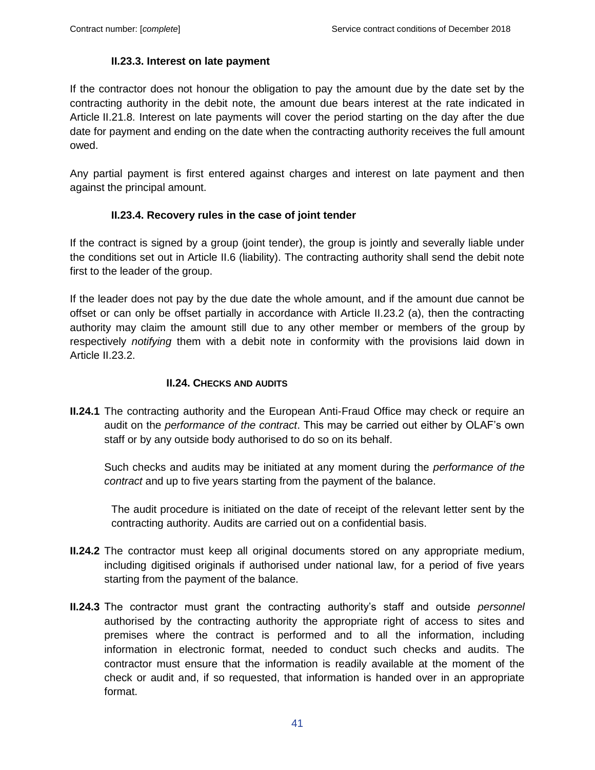#### II.23.3. Interest on late payment

If the contractor does not honour the obligation to pay the amount due by the date set by the contracting authority in the debit note, the amount due bears interest at the rate indicated in Article II.21.8. Interest on late payments will cover the period starting on the day after the due date for payment and ending on the date when the contracting authority receives the full amount owed.

Any partial payment is first entered against charges and interest on late payment and then against the principal amount.

#### II.23.4. Recovery rules in the case of joint tender

If the contract is signed by a group (joint tender), the group is jointly and severally liable under the conditions set out in Article II.6 (liability). The contracting authority shall send the debit note first to the leader of the group.

If the leader does not pay by the due date the whole amount, and if the amount due cannot be offset or can only be offset partially in accordance with Article II.23.2 (a), then the contracting authority may claim the amount still due to any other member or members of the group by respectively *notifying* them with a debit note in conformity with the provisions laid down in Article II.23.2.

### II.24. CHECKS AND AUDITS

**II.24.1** The contracting authority and the European Anti-Fraud Office may check or require an audit on the *performance of the contract*. This may be carried out either by OLAF's own staff or by any outside body authorised to do so on its behalf.

Such checks and audits may be initiated at any moment during the *performance of the contract* and up to five years starting from the payment of the balance.

The audit procedure is initiated on the date of receipt of the relevant letter sent by the contracting authority. Audits are carried out on a confidential basis.

**II.24.2** The contractor must keep all original documents stored on any appropriate medium, including digitised originals if authorised under national law, for a period of five years starting from the payment of the balance.

**II.24.3** The contractor must grant the contracting authority's staff and outside *personnel* authorised by the contracting authority the appropriate right of access to sites and premises where the contract is performed and to all the information, including information in electronic format, needed to conduct such checks and audits. The contractor must ensure that the information is readily available at the moment of the check or audit and, if so requested, that information is handed over in an appropriate format.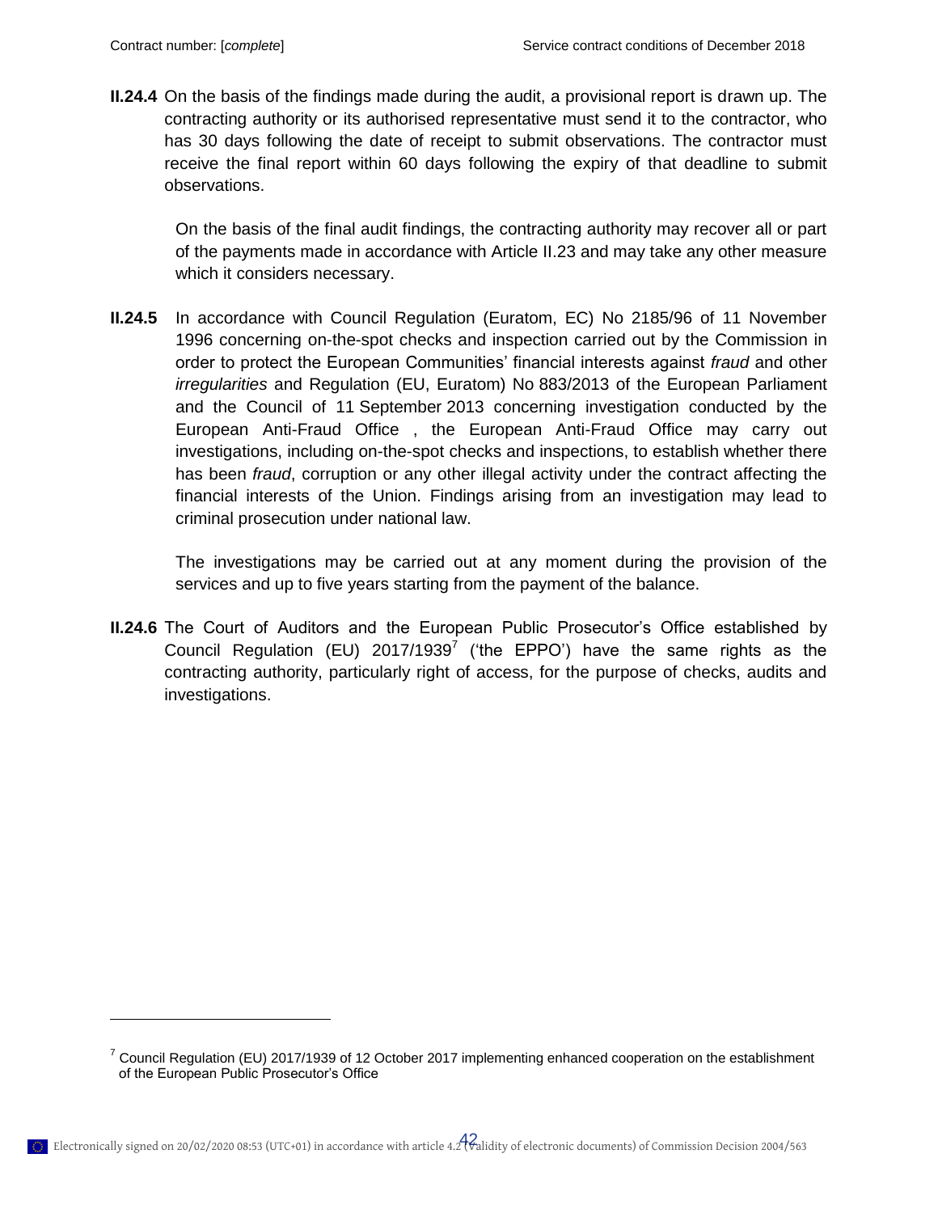**II.24.4** On the basis of the findings made during the audit, a provisional report is drawn up. The contracting authority or its authorised representative must send it to the contractor, who has 30 days following the date of receipt to submit observations. The contractor must receive the final report within 60 days following the expiry of that deadline to submit observations.

On the basis of the final audit findings, the contracting authority may recover all or part of the payments made in accordance with Article II.23 and may take any other measure which it considers necessary.

**II.24.5** In accordance with Council Regulation (Euratom, EC) No 2185/96 of 11 November 1996 concerning on-the-spot checks and inspection carried out by the Commission in order to protect the European Communities' financial interests against *fraud* and other *irregularities* and Regulation (EU, Euratom) No 883/2013 of the European Parliament and the Council of 11 September 2013 concerning investigation conducted by the European Anti-Fraud Office , the European Anti-Fraud Office may carry out investigations, including on-the-spot checks and inspections, to establish whether there has been *fraud*, corruption or any other illegal activity under the contract affecting the financial interests of the Union. Findings arising from an investigation may lead to criminal prosecution under national law.

The investigations may be carried out at any moment during the provision of the services and up to five years starting from the payment of the balance.

**II.24.6** The Court of Auditors and the European Public Prosecutor's Office established by Council Regulation (EU) 2017/1939[7] ('the EPPO') have the same rights as the contracting authority, particularly right of access, for the purpose of checks, audits and investigations.

[7] Council Regulation (EU) 2017/1939 of 12 October 2017 implementing enhanced cooperation on the establishment of the European Public Prosecutor's Office

Electronically signed on 20/02/2020 08:53 (UTC+01) in accordance with article 4.2 (Validity of electronic documents) of Commission Decision 2004/563